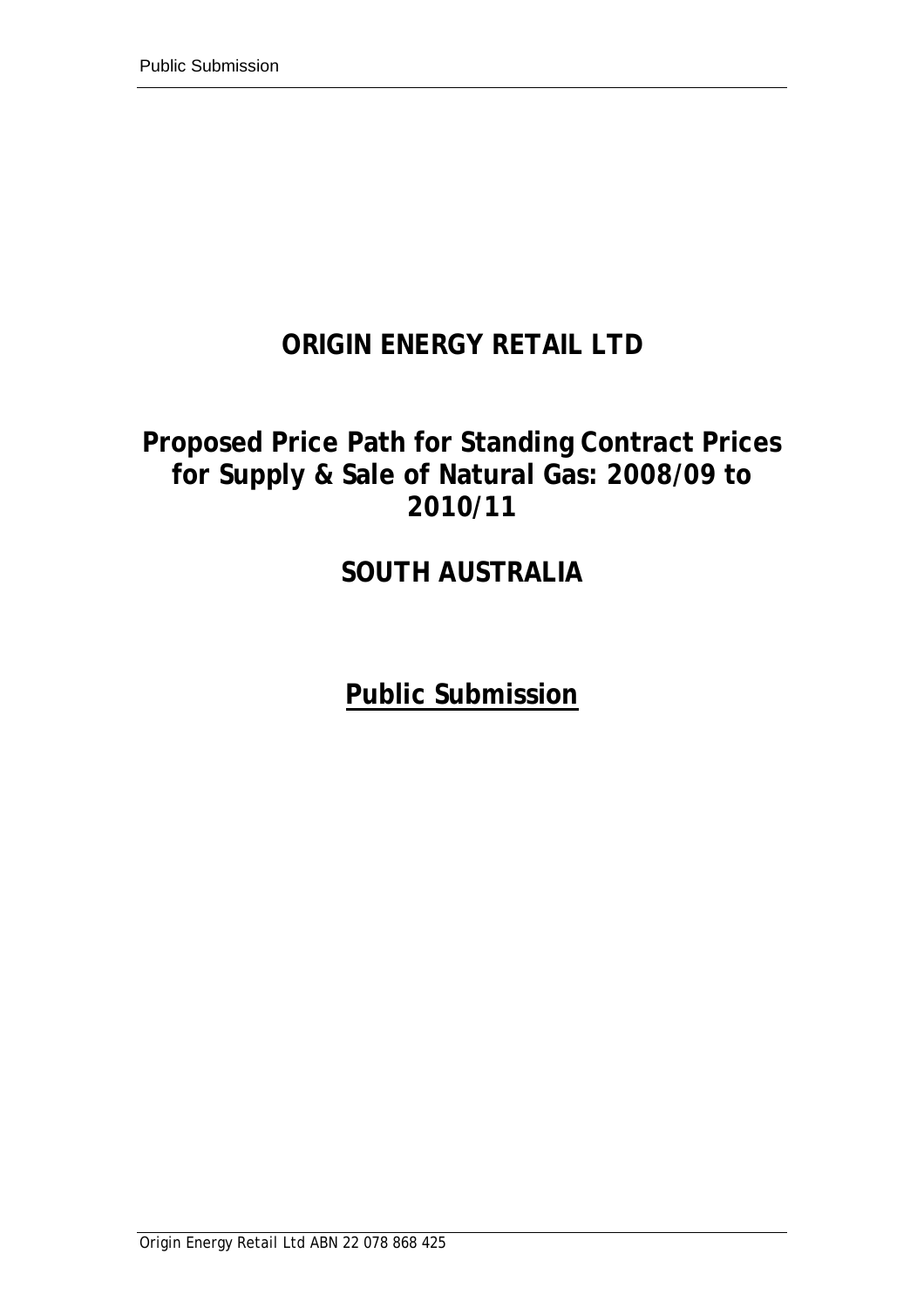# ORIGIN ENERGY RETAIL LTD

## Proposed Price Path for Standing Contract Prices for Supply & Sale of Natural Gas: 2008/09 to 2010/11

## SOUTH AUSTRALIA

## Public Submission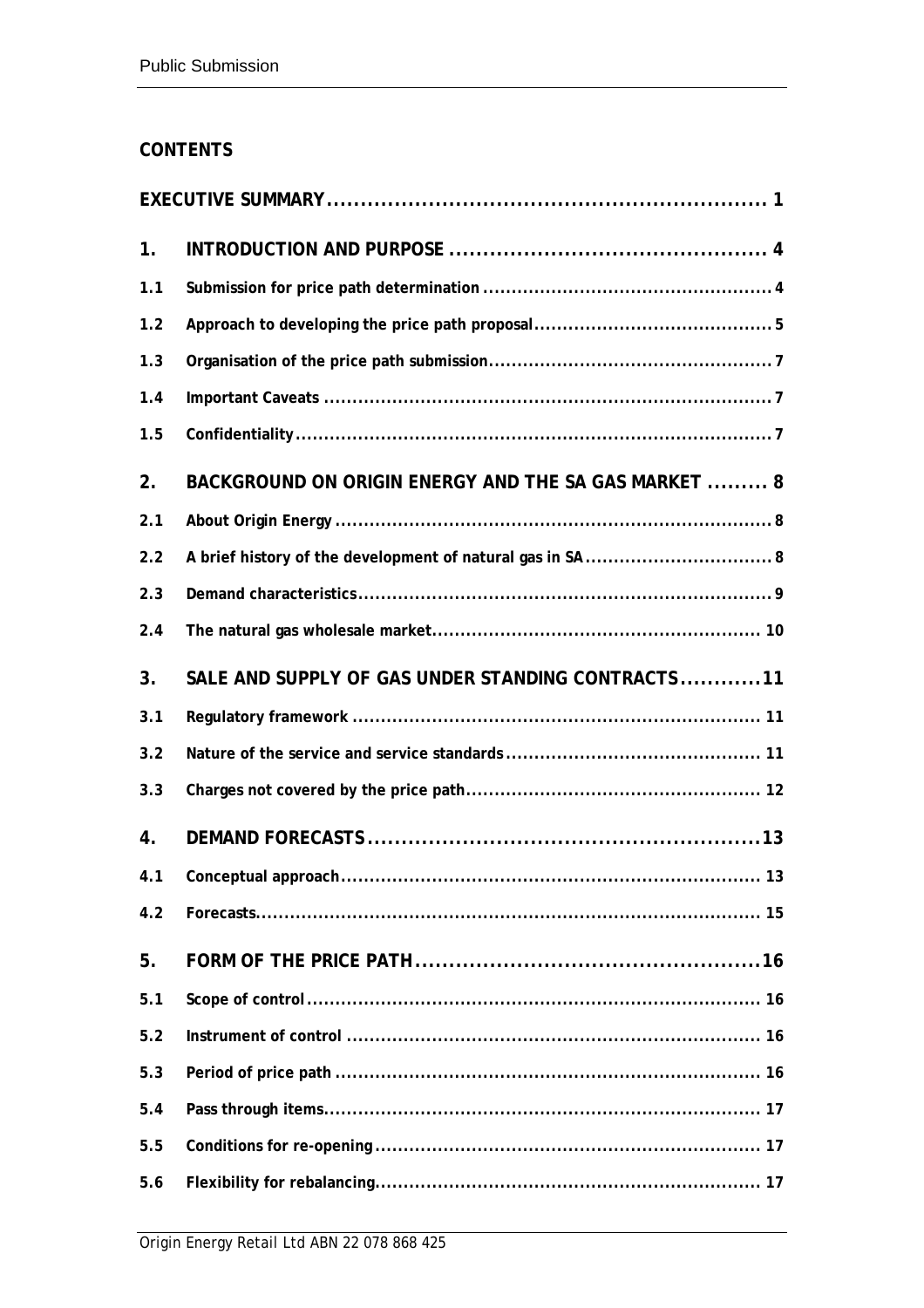**CONTENTS**

| | | |
|---|---|---|
| **EXECUTIVE SUMMARY** | | **1** |
| **1.** | **INTRODUCTION AND PURPOSE** | **4** |
| **1.1** | **Submission for price path determination** | **4** |
| **1.2** | **Approach to developing the price path proposal** | **5** |
| **1.3** | **Organisation of the price path submission** | **7** |
| **1.4** | **Important Caveats** | **7** |
| **1.5** | **Confidentiality** | **7** |
| **2.** | **BACKGROUND ON ORIGIN ENERGY AND THE SA GAS MARKET** | **8** |
| **2.1** | **About Origin Energy** | **8** |
| **2.2** | **A brief history of the development of natural gas in SA** | **8** |
| **2.3** | **Demand characteristics** | **9** |
| **2.4** | **The natural gas wholesale market** | **10** |
| **3.** | **SALE AND SUPPLY OF GAS UNDER STANDING CONTRACTS** | **11** |
| **3.1** | **Regulatory framework** | **11** |
| **3.2** | **Nature of the service and service standards** | **11** |
| **3.3** | **Charges not covered by the price path** | **12** |
| **4.** | **DEMAND FORECASTS** | **13** |
| **4.1** | **Conceptual approach** | **13** |
| **4.2** | **Forecasts** | **15** |
| **5.** | **FORM OF THE PRICE PATH** | **16** |
| **5.1** | **Scope of control** | **16** |
| **5.2** | **Instrument of control** | **16** |
| **5.3** | **Period of price path** | **16** |
| **5.4** | **Pass through items** | **17** |
| **5.5** | **Conditions for re-opening** | **17** |
| **5.6** | **Flexibility for rebalancing** | **17** |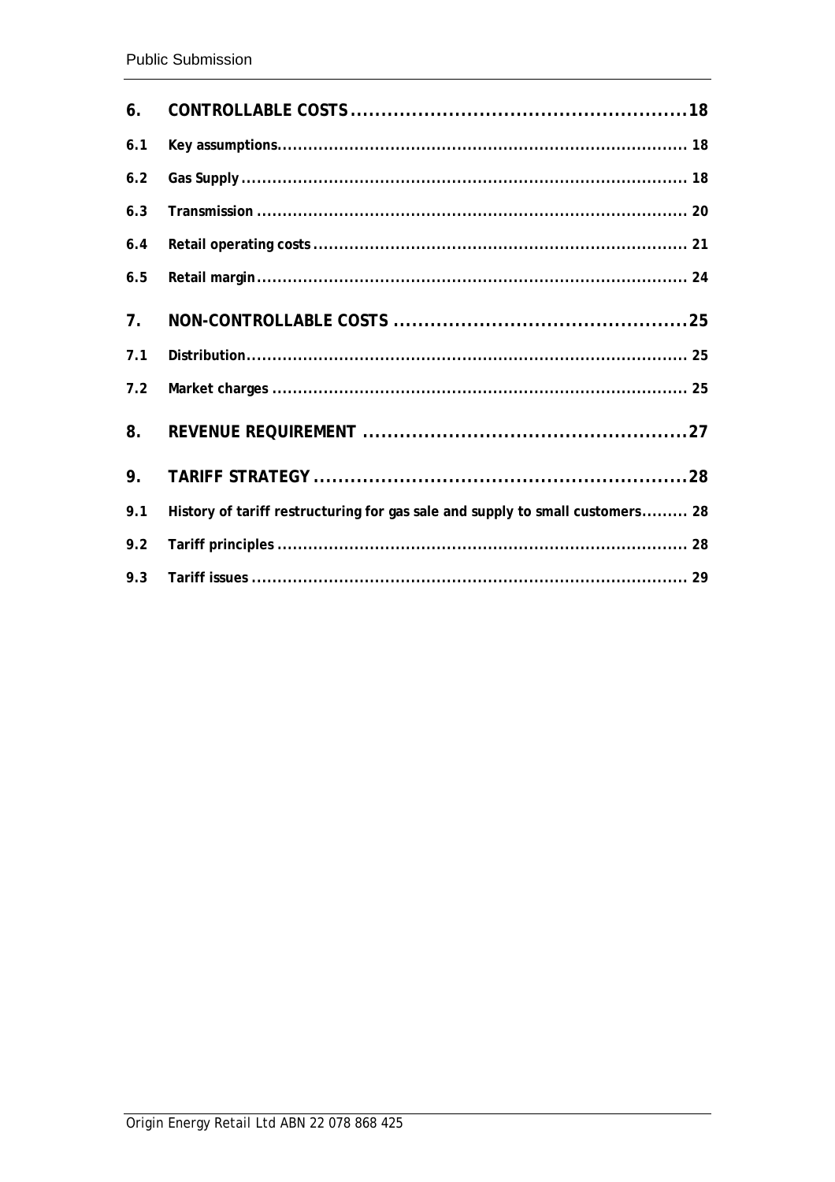| | | |
|---|---|---|
| **6.** | **CONTROLLABLE COSTS** | **18** |
| **6.1** | **Key assumptions** | **18** |
| **6.2** | **Gas Supply** | **18** |
| **6.3** | **Transmission** | **20** |
| **6.4** | **Retail operating costs** | **21** |
| **6.5** | **Retail margin** | **24** |
| **7.** | **NON-CONTROLLABLE COSTS** | **25** |
| **7.1** | **Distribution** | **25** |
| **7.2** | **Market charges** | **25** |
| **8.** | **REVENUE REQUIREMENT** | **27** |
| **9.** | **TARIFF STRATEGY** | **28** |
| **9.1** | **History of tariff restructuring for gas sale and supply to small customers** | **28** |
| **9.2** | **Tariff principles** | **28** |
| **9.3** | **Tariff issues** | **29** |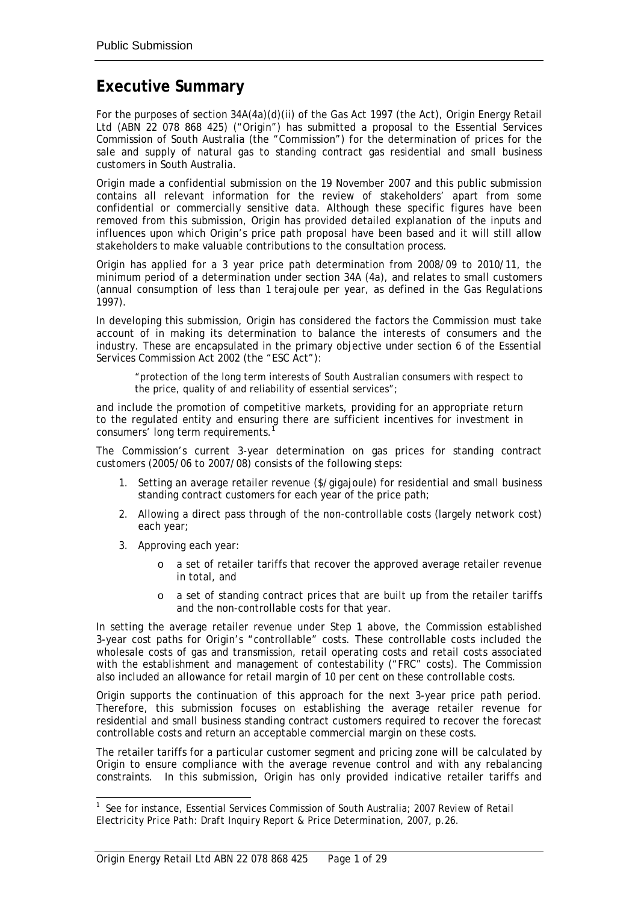## Executive Summary

For the purposes of section 34A(4a)(d)(ii) of the Gas Act 1997 (the Act), Origin Energy Retail Ltd (ABN 22 078 868 425) ("Origin") has submitted a proposal to the Essential Services Commission of South Australia (the "Commission") for the determination of prices for the sale and supply of natural gas to standing contract gas residential and small business customers in South Australia.

Origin made a confidential submission on the 19 November 2007 and this public submission contains all relevant information for the review of stakeholders' apart from some confidential or commercially sensitive data. Although these specific figures have been removed from this submission, Origin has provided detailed explanation of the inputs and influences upon which Origin's price path proposal have been based and it will still allow stakeholders to make valuable contributions to the consultation process.

Origin has applied for a 3 year price path determination from 2008/09 to 2010/11, the minimum period of a determination under section 34A (4a), and relates to small customers (annual consumption of less than 1 terajoule per year, as defined in the Gas Regulations 1997).

In developing this submission, Origin has considered the factors the Commission must take account of in making its determination to balance the interests of consumers and the industry. These are encapsulated in the primary objective under section 6 of the Essential Services Commission Act 2002 (the "ESC Act"):

> *"protection of the long term interests of South Australian consumers with respect to the price, quality of and reliability of essential services";*

and include the promotion of competitive markets, providing for an appropriate return to the regulated entity and ensuring there are sufficient incentives for investment in consumers' long term requirements.[1]

The Commission's current 3-year determination on gas prices for standing contract customers (2005/06 to 2007/08) consists of the following steps:

1. Setting an average retailer revenue ($/gigajoule) for residential and small business standing contract customers for each year of the price path;
2. Allowing a direct pass through of the non-controllable costs (largely network cost) each year;
3. Approving each year:
   - a set of retailer tariffs that recover the approved average retailer revenue in total, and
   - a set of standing contract prices that are built up from the retailer tariffs and the non-controllable costs for that year.

In setting the average retailer revenue under Step 1 above, the Commission established 3-year cost paths for Origin's "controllable" costs. These controllable costs included the wholesale costs of gas and transmission, retail operating costs and retail costs associated with the establishment and management of contestability ("FRC" costs). The Commission also included an allowance for retail margin of 10 per cent on these controllable costs.

Origin supports the continuation of this approach for the next 3-year price path period. Therefore, this submission focuses on establishing the average retailer revenue for residential and small business standing contract customers required to recover the forecast controllable costs and return an acceptable commercial margin on these costs.

The retailer tariffs for a particular customer segment and pricing zone will be calculated by Origin to ensure compliance with the average revenue control and with any rebalancing constraints. In this submission, Origin has only provided indicative retailer tariffs and

---

[1] See for instance, Essential Services Commission of South Australia; *2007 Review of Retail Electricity Price Path: Draft Inquiry Report & Price Determination*, 2007, p.26.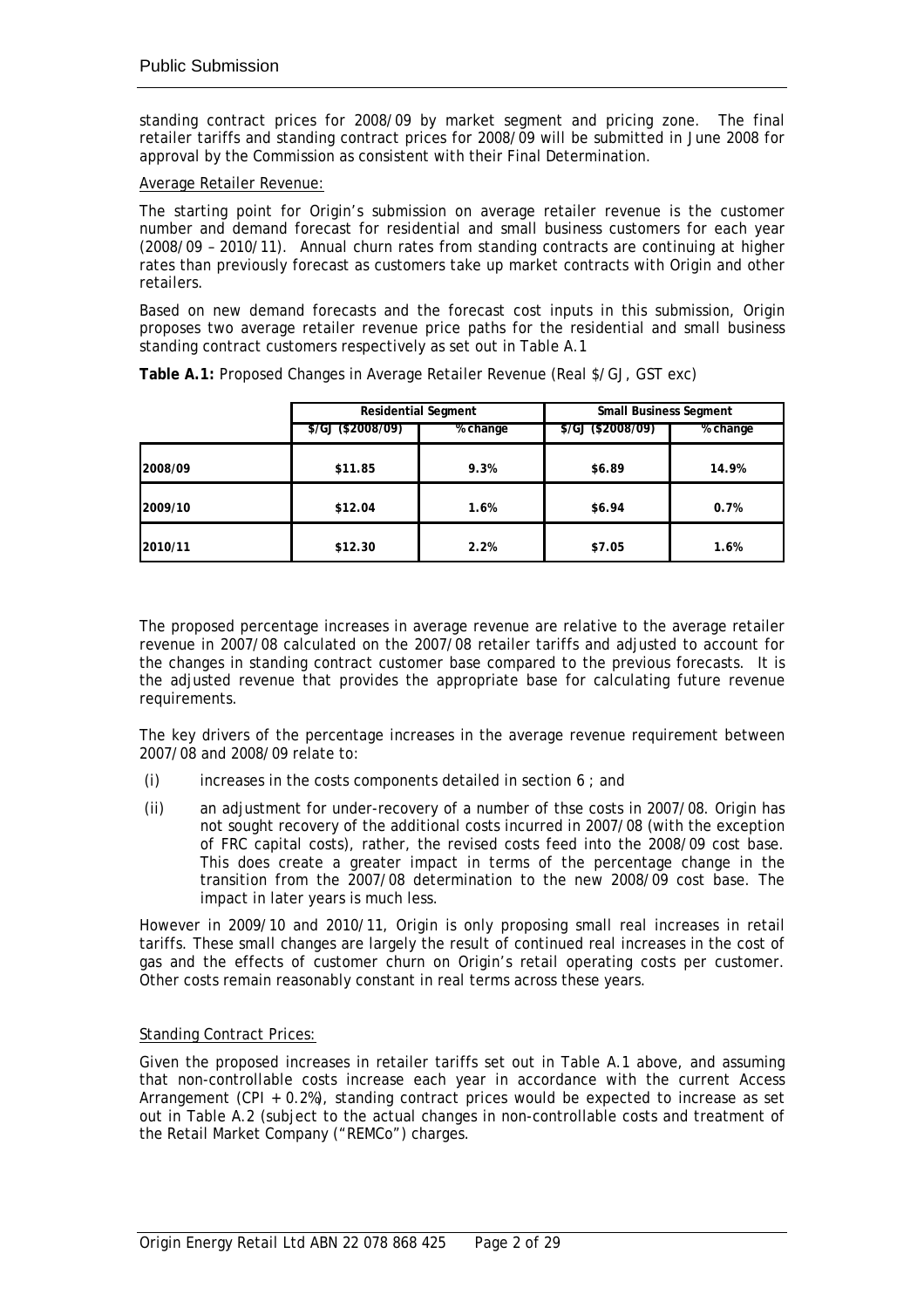standing contract prices for 2008/09 by market segment and pricing zone. The final retailer tariffs and standing contract prices for 2008/09 will be submitted in June 2008 for approval by the Commission as consistent with their Final Determination.

Average Retailer Revenue:

The starting point for Origin's submission on average retailer revenue is the customer number and demand forecast for residential and small business customers for each year (2008/09 – 2010/11). Annual churn rates from standing contracts are continuing at higher rates than previously forecast as customers take up market contracts with Origin and other retailers.

Based on new demand forecasts and the forecast cost inputs in this submission, Origin proposes two average retailer revenue price paths for the residential and small business standing contract customers respectively as set out in Table A.1

**Table A.1:** Proposed Changes in Average Retailer Revenue (Real $/GJ, GST exc)

| | **Residential Segment** | | **Small Business Segment** | |
|---|---|---|---|---|
| | **$/GJ ($2008/09)** | **% change** | **$/GJ ($2008/09)** | **% change** |
| **2008/09** | **$11.85** | **9.3%** | **$6.89** | **14.9%** |
| **2009/10** | **$12.04** | **1.6%** | **$6.94** | **0.7%** |
| **2010/11** | **$12.30** | **2.2%** | **$7.05** | **1.6%** |

The proposed percentage increases in average revenue are relative to the average retailer revenue in 2007/08 calculated on the 2007/08 retailer tariffs and adjusted to account for the changes in standing contract customer base compared to the previous forecasts. It is the adjusted revenue that provides the appropriate base for calculating future revenue requirements.

The key drivers of the percentage increases in the average revenue requirement between 2007/08 and 2008/09 relate to:

(i) increases in the costs components detailed in section 6 ; and

(ii) an adjustment for under-recovery of a number of thse costs in 2007/08. Origin has not sought recovery of the additional costs incurred in 2007/08 (with the exception of FRC capital costs), rather, the revised costs feed into the 2008/09 cost base. This does create a greater impact in terms of the percentage change in the transition from the 2007/08 determination to the new 2008/09 cost base. The impact in later years is much less.

However in 2009/10 and 2010/11, Origin is only proposing small real increases in retail tariffs. These small changes are largely the result of continued real increases in the cost of gas and the effects of customer churn on Origin's retail operating costs per customer. Other costs remain reasonably constant in real terms across these years.

Standing Contract Prices:

Given the proposed increases in retailer tariffs set out in Table A.1 above, and assuming that non-controllable costs increase each year in accordance with the current Access Arrangement (CPI + 0.2%), standing contract prices would be expected to increase as set out in Table A.2 (subject to the actual changes in non-controllable costs and treatment of the Retail Market Company ("REMCo") charges.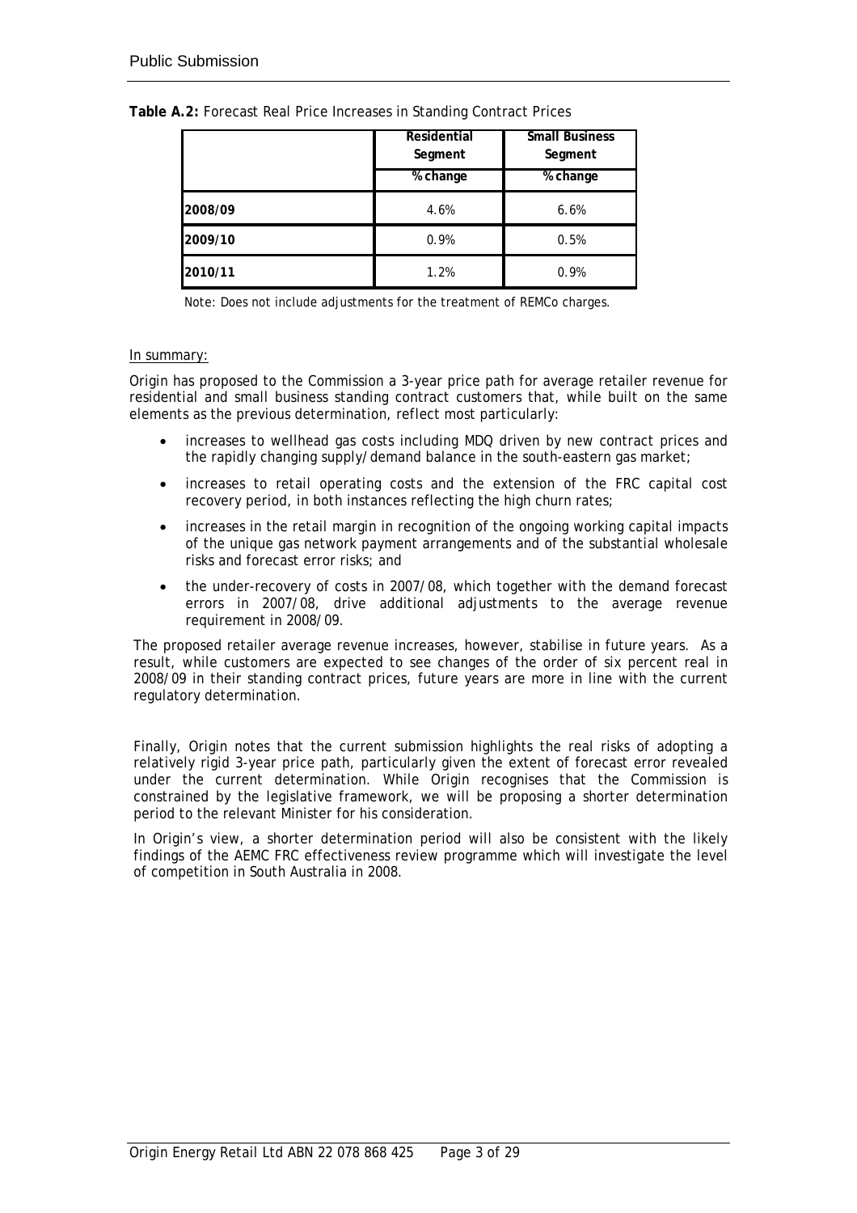**Table A.2:** Forecast Real Price Increases in Standing Contract Prices

| | Residential Segment | Small Business Segment |
|---|---|---|
| | % change | % change |
| **2008/09** | 4.6% | 6.6% |
| **2009/10** | 0.9% | 0.5% |
| **2010/11** | 1.2% | 0.9% |

Note: Does not include adjustments for the treatment of REMCo charges.

<u>In summary:</u>

Origin has proposed to the Commission a 3-year price path for average retailer revenue for residential and small business standing contract customers that, while built on the same elements as the previous determination, reflect most particularly:

- increases to wellhead gas costs including MDQ driven by new contract prices and the rapidly changing supply/demand balance in the south-eastern gas market;
- increases to retail operating costs and the extension of the FRC capital cost recovery period, in both instances reflecting the high churn rates;
- increases in the retail margin in recognition of the ongoing working capital impacts of the unique gas network payment arrangements and of the substantial wholesale risks and forecast error risks; and
- the under-recovery of costs in 2007/08, which together with the demand forecast errors in 2007/08, drive additional adjustments to the average revenue requirement in 2008/09.

The proposed retailer average revenue increases, however, stabilise in future years. As a result, while customers are expected to see changes of the order of six percent real in 2008/09 in their standing contract prices, future years are more in line with the current regulatory determination.

Finally, Origin notes that the current submission highlights the real risks of adopting a relatively rigid 3-year price path, particularly given the extent of forecast error revealed under the current determination. While Origin recognises that the Commission is constrained by the legislative framework, we will be proposing a shorter determination period to the relevant Minister for his consideration.

In Origin's view, a shorter determination period will also be consistent with the likely findings of the AEMC FRC effectiveness review programme which will investigate the level of competition in South Australia in 2008.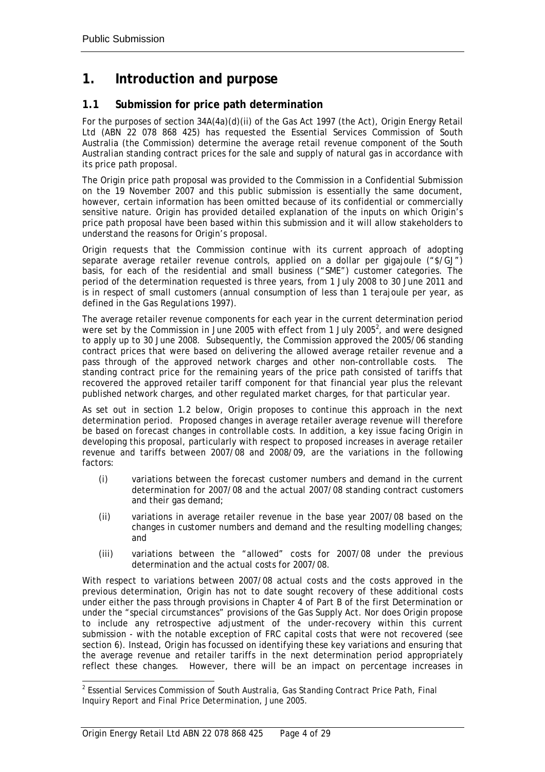# 1. Introduction and purpose

## 1.1 Submission for price path determination

For the purposes of section 34A(4a)(d)(ii) of the Gas Act 1997 (the Act), Origin Energy Retail Ltd (ABN 22 078 868 425) has requested the Essential Services Commission of South Australia (the Commission) determine the average retail revenue component of the South Australian standing contract prices for the sale and supply of natural gas in accordance with its price path proposal.

The Origin price path proposal was provided to the Commission in a Confidential Submission on the 19 November 2007 and this public submission is essentially the same document, however, certain information has been omitted because of its confidential or commercially sensitive nature. Origin has provided detailed explanation of the inputs on which Origin's price path proposal have been based within this submission and it will allow stakeholders to understand the reasons for Origin's proposal.

Origin requests that the Commission continue with its current approach of adopting separate average retailer revenue controls, applied on a dollar per gigajoule ("$/GJ") basis, for each of the residential and small business ("SME") customer categories. The period of the determination requested is three years, from 1 July 2008 to 30 June 2011 and is in respect of small customers (annual consumption of less than 1 terajoule per year, as defined in the *Gas Regulations 1997*).

The average retailer revenue components for each year in the current determination period were set by the Commission in June 2005 with effect from 1 July 2005[2], and were designed to apply up to 30 June 2008. Subsequently, the Commission approved the 2005/06 standing contract prices that were based on delivering the allowed average retailer revenue and a pass through of the approved network charges and other non-controllable costs. The standing contract price for the remaining years of the price path consisted of tariffs that recovered the approved retailer tariff component for that financial year plus the relevant published network charges, and other regulated market charges, for that particular year.

As set out in section 1.2 below, Origin proposes to continue this approach in the next determination period. Proposed changes in average retailer average revenue will therefore be based on forecast changes in controllable costs. In addition, a key issue facing Origin in developing this proposal, particularly with respect to proposed increases in average retailer revenue and tariffs between 2007/08 and 2008/09, are the variations in the following factors:

(i) variations between the forecast customer numbers and demand in the current determination for 2007/08 and the actual 2007/08 standing contract customers and their gas demand;

(ii) variations in average retailer revenue in the base year 2007/08 based on the changes in customer numbers and demand and the resulting modelling changes; and

(iii) variations between the "allowed" costs for 2007/08 under the previous determination and the actual costs for 2007/08.

With respect to variations between 2007/08 actual costs and the costs approved in the previous determination, Origin has not to date sought recovery of these additional costs under either the pass through provisions in Chapter 4 of Part B of the first Determination or under the "special circumstances" provisions of the Gas Supply Act. Nor does Origin propose to include any retrospective adjustment of the under-recovery within this current submission - with the notable exception of FRC capital costs that were not recovered (see section 6). Instead, Origin has focussed on identifying these key variations and ensuring that the average revenue and retailer tariffs in the next determination period appropriately reflect these changes. However, there will be an impact on percentage increases in

[2] Essential Services Commission of South Australia, *Gas Standing Contract Price Path, Final Inquiry Report and Final Price Determination*, June 2005.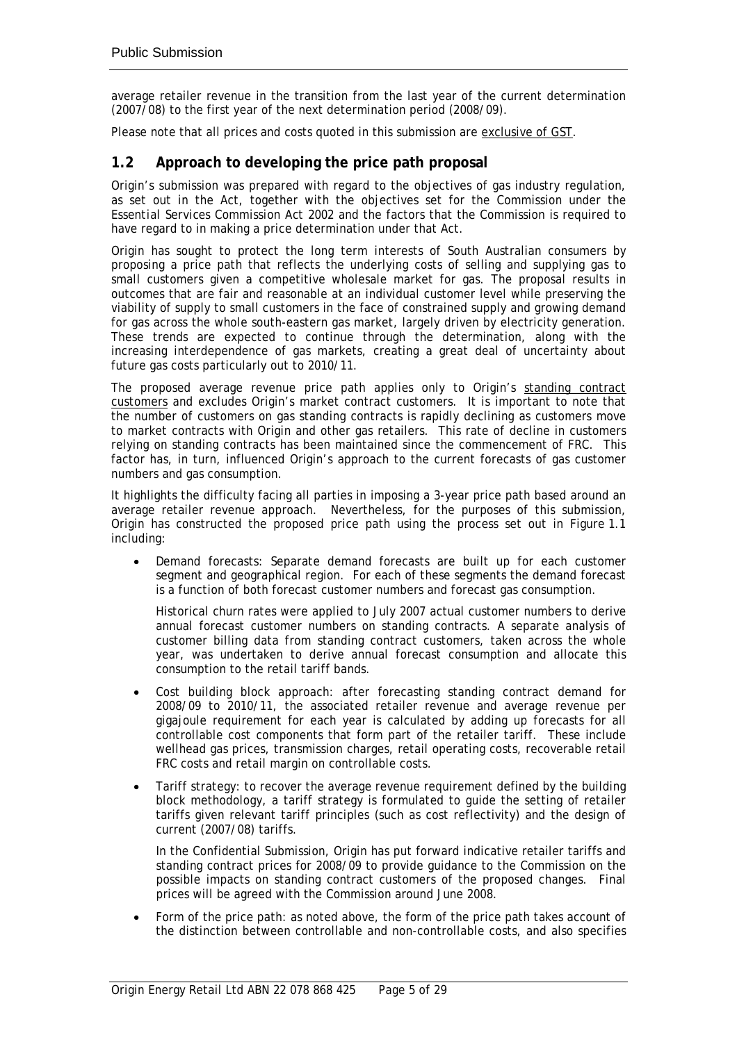average retailer revenue in the transition from the last year of the current determination (2007/08) to the first year of the next determination period (2008/09).

Please note that all prices and costs quoted in this submission are exclusive of GST.

## 1.2 Approach to developing the price path proposal

Origin's submission was prepared with regard to the objectives of gas industry regulation, as set out in the Act, together with the objectives set for the Commission under the *Essential Services Commission Act 2002* and the factors that the Commission is required to have regard to in making a price determination under that Act.

Origin has sought to protect the long term interests of South Australian consumers by proposing a price path that reflects the underlying costs of selling and supplying gas to small customers given a competitive wholesale market for gas. The proposal results in outcomes that are fair and reasonable at an individual customer level while preserving the viability of supply to small customers in the face of constrained supply and growing demand for gas across the whole south-eastern gas market, largely driven by electricity generation. These trends are expected to continue through the determination, along with the increasing interdependence of gas markets, creating a great deal of uncertainty about future gas costs particularly out to 2010/11.

The proposed average revenue price path applies only to Origin's standing contract customers and excludes Origin's market contract customers. It is important to note that the number of customers on gas standing contracts is rapidly declining as customers move to market contracts with Origin and other gas retailers. This rate of decline in customers relying on standing contracts has been maintained since the commencement of FRC. This factor has, in turn, influenced Origin's approach to the current forecasts of gas customer numbers and gas consumption.

It highlights the difficulty facing all parties in imposing a 3-year price path based around an average retailer revenue approach. Nevertheless, for the purposes of this submission, Origin has constructed the proposed price path using the process set out in Figure 1.1 including:

- Demand forecasts: Separate demand forecasts are built up for each customer segment and geographical region. For each of these segments the demand forecast is a function of both forecast customer numbers and forecast gas consumption.

  Historical churn rates were applied to July 2007 actual customer numbers to derive annual forecast customer numbers on standing contracts. A separate analysis of customer billing data from standing contract customers, taken across the whole year, was undertaken to derive annual forecast consumption and allocate this consumption to the retail tariff bands.

- Cost building block approach: after forecasting standing contract demand for 2008/09 to 2010/11, the associated retailer revenue and average revenue per gigajoule requirement for each year is calculated by adding up forecasts for all controllable cost components that form part of the retailer tariff. These include wellhead gas prices, transmission charges, retail operating costs, recoverable retail FRC costs and retail margin on controllable costs.

- Tariff strategy: to recover the average revenue requirement defined by the building block methodology, a tariff strategy is formulated to guide the setting of retailer tariffs given relevant tariff principles (such as cost reflectivity) and the design of current (2007/08) tariffs.

  In the Confidential Submission, Origin has put forward indicative retailer tariffs and standing contract prices for 2008/09 to provide guidance to the Commission on the possible impacts on standing contract customers of the proposed changes. Final prices will be agreed with the Commission around June 2008.

- Form of the price path: as noted above, the form of the price path takes account of the distinction between controllable and non-controllable costs, and also specifies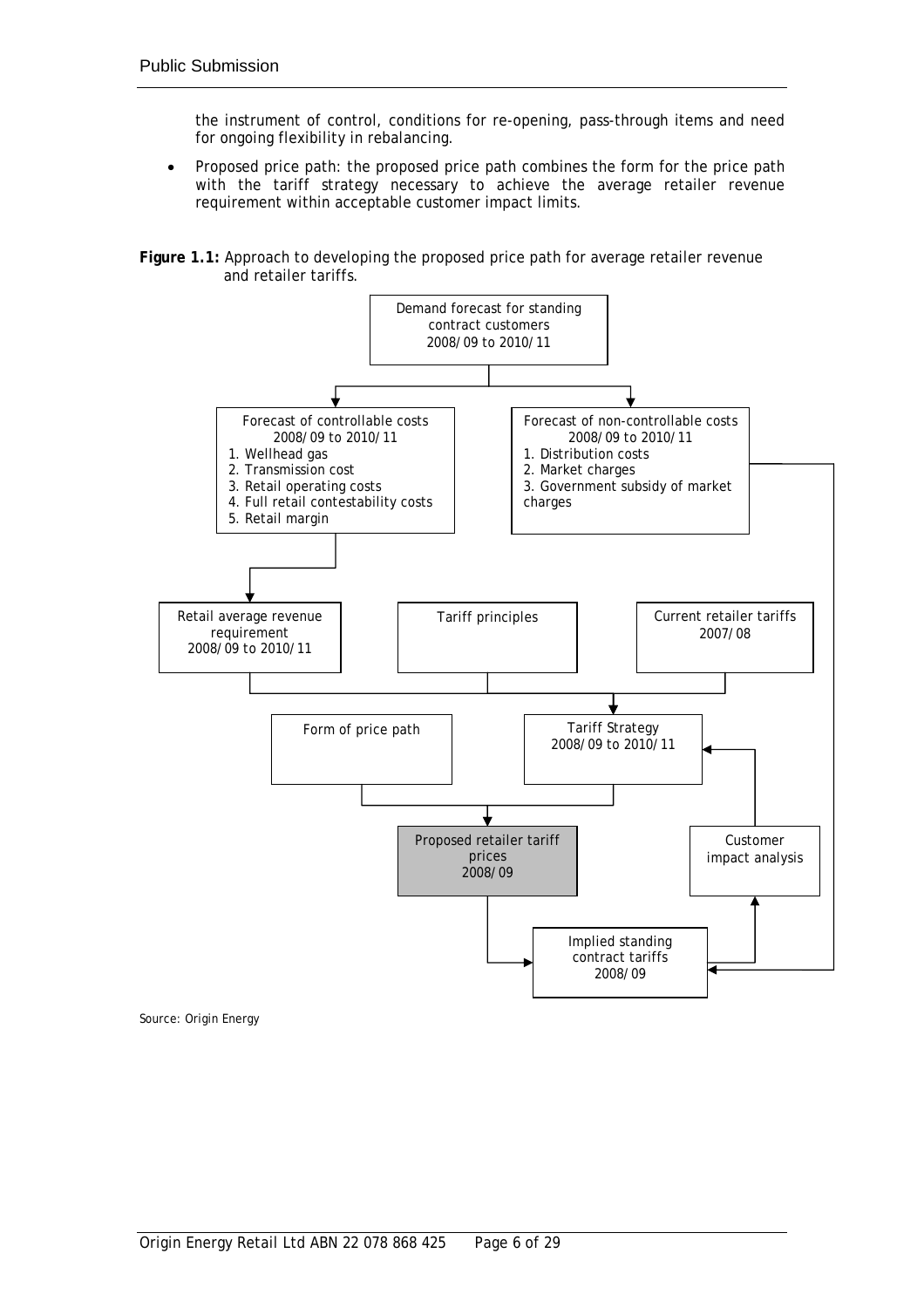the instrument of control, conditions for re-opening, pass-through items and need for ongoing flexibility in rebalancing.

- Proposed price path: the proposed price path combines the form for the price path with the tariff strategy necessary to achieve the average retailer revenue requirement within acceptable customer impact limits.

**Figure 1.1:** Approach to developing the proposed price path for average retailer revenue and retailer tariffs.

Demand forecast for standing contract customers 2008/09 to 2010/11

Forecast of controllable costs 2008/09 to 2010/11
1. Wellhead gas
2. Transmission cost
3. Retail operating costs
4. Full retail contestability costs
5. Retail margin

Forecast of non-controllable costs 2008/09 to 2010/11
1. Distribution costs
2. Market charges
3. Government subsidy of market charges

Retail average revenue requirement 2008/09 to 2010/11

Tariff principles

Current retailer tariffs 2007/08

Form of price path

Tariff Strategy 2008/09 to 2010/11

Proposed retailer tariff prices 2008/09

Customer impact analysis

Implied standing contract tariffs 2008/09

Source: Origin Energy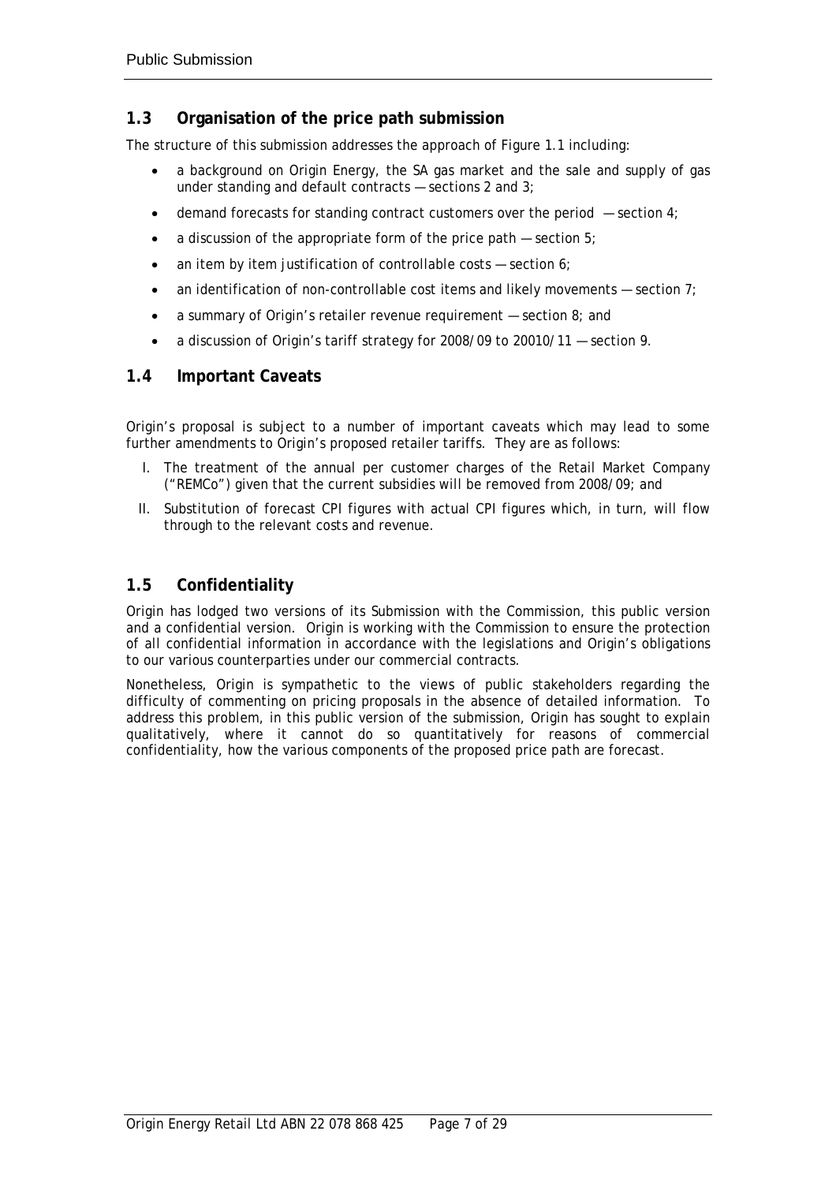## 1.3 Organisation of the price path submission

The structure of this submission addresses the approach of Figure 1.1 including:

- a background on Origin Energy, the SA gas market and the sale and supply of gas under standing and default contracts — sections 2 and 3;
- demand forecasts for standing contract customers over the period — section 4;
- a discussion of the appropriate form of the price path — section 5;
- an item by item justification of controllable costs — section 6;
- an identification of non-controllable cost items and likely movements — section 7;
- a summary of Origin's retailer revenue requirement — section 8; and
- a discussion of Origin's tariff strategy for 2008/09 to 20010/11 — section 9.

## 1.4 Important Caveats

Origin's proposal is subject to a number of important caveats which may lead to some further amendments to Origin's proposed retailer tariffs. They are as follows:

I. The treatment of the annual per customer charges of the Retail Market Company ("REMCo") given that the current subsidies will be removed from 2008/09; and

II. Substitution of forecast CPI figures with actual CPI figures which, in turn, will flow through to the relevant costs and revenue.

## 1.5 Confidentiality

Origin has lodged two versions of its Submission with the Commission, this public version and a confidential version. Origin is working with the Commission to ensure the protection of all confidential information in accordance with the legislations and Origin's obligations to our various counterparties under our commercial contracts.

Nonetheless, Origin is sympathetic to the views of public stakeholders regarding the difficulty of commenting on pricing proposals in the absence of detailed information. To address this problem, in this public version of the submission, Origin has sought to explain qualitatively, where it cannot do so quantitatively for reasons of commercial confidentiality, how the various components of the proposed price path are forecast.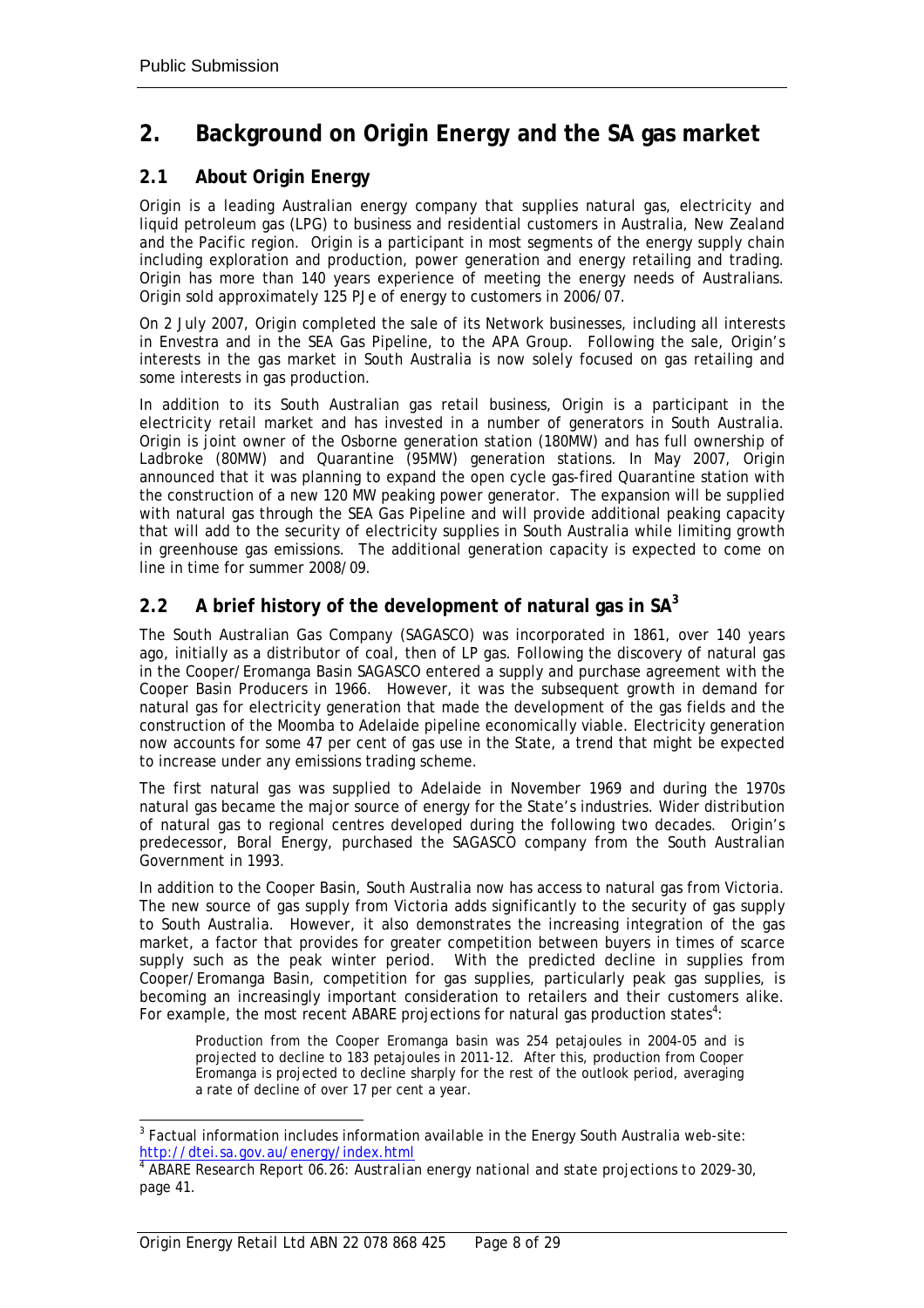# 2. Background on Origin Energy and the SA gas market

## 2.1 About Origin Energy

Origin is a leading Australian energy company that supplies natural gas, electricity and liquid petroleum gas (LPG) to business and residential customers in Australia, New Zealand and the Pacific region. Origin is a participant in most segments of the energy supply chain including exploration and production, power generation and energy retailing and trading. Origin has more than 140 years experience of meeting the energy needs of Australians. Origin sold approximately 125 PJe of energy to customers in 2006/07.

On 2 July 2007, Origin completed the sale of its Network businesses, including all interests in Envestra and in the SEA Gas Pipeline, to the APA Group. Following the sale, Origin's interests in the gas market in South Australia is now solely focused on gas retailing and some interests in gas production.

In addition to its South Australian gas retail business, Origin is a participant in the electricity retail market and has invested in a number of generators in South Australia. Origin is joint owner of the Osborne generation station (180MW) and has full ownership of Ladbroke (80MW) and Quarantine (95MW) generation stations. In May 2007, Origin announced that it was planning to expand the open cycle gas-fired Quarantine station with the construction of a new 120 MW peaking power generator. The expansion will be supplied with natural gas through the SEA Gas Pipeline and will provide additional peaking capacity that will add to the security of electricity supplies in South Australia while limiting growth in greenhouse gas emissions. The additional generation capacity is expected to come on line in time for summer 2008/09.

## 2.2 A brief history of the development of natural gas in SA[3]

The South Australian Gas Company (SAGASCO) was incorporated in 1861, over 140 years ago, initially as a distributor of coal, then of LP gas. Following the discovery of natural gas in the Cooper/Eromanga Basin SAGASCO entered a supply and purchase agreement with the Cooper Basin Producers in 1966. However, it was the subsequent growth in demand for natural gas for electricity generation that made the development of the gas fields and the construction of the Moomba to Adelaide pipeline economically viable. Electricity generation now accounts for some 47 per cent of gas use in the State, a trend that might be expected to increase under any emissions trading scheme.

The first natural gas was supplied to Adelaide in November 1969 and during the 1970s natural gas became the major source of energy for the State's industries. Wider distribution of natural gas to regional centres developed during the following two decades. Origin's predecessor, Boral Energy, purchased the SAGASCO company from the South Australian Government in 1993.

In addition to the Cooper Basin, South Australia now has access to natural gas from Victoria. The new source of gas supply from Victoria adds significantly to the security of gas supply to South Australia. However, it also demonstrates the increasing integration of the gas market, a factor that provides for greater competition between buyers in times of scarce supply such as the peak winter period. With the predicted decline in supplies from Cooper/Eromanga Basin, competition for gas supplies, particularly peak gas supplies, is becoming an increasingly important consideration to retailers and their customers alike. For example, the most recent ABARE projections for natural gas production states[4]:

> Production from the Cooper Eromanga basin was 254 petajoules in 2004-05 and is projected to decline to 183 petajoules in 2011-12. After this, production from Cooper Eromanga is projected to decline sharply for the rest of the outlook period, averaging a rate of decline of over 17 per cent a year.

---

[3] Factual information includes information available in the Energy South Australia web-site: http://dtei.sa.gov.au/energy/index.html

[4] ABARE Research Report 06.26: *Australian energy national and state projections to 2029-30*, page 41.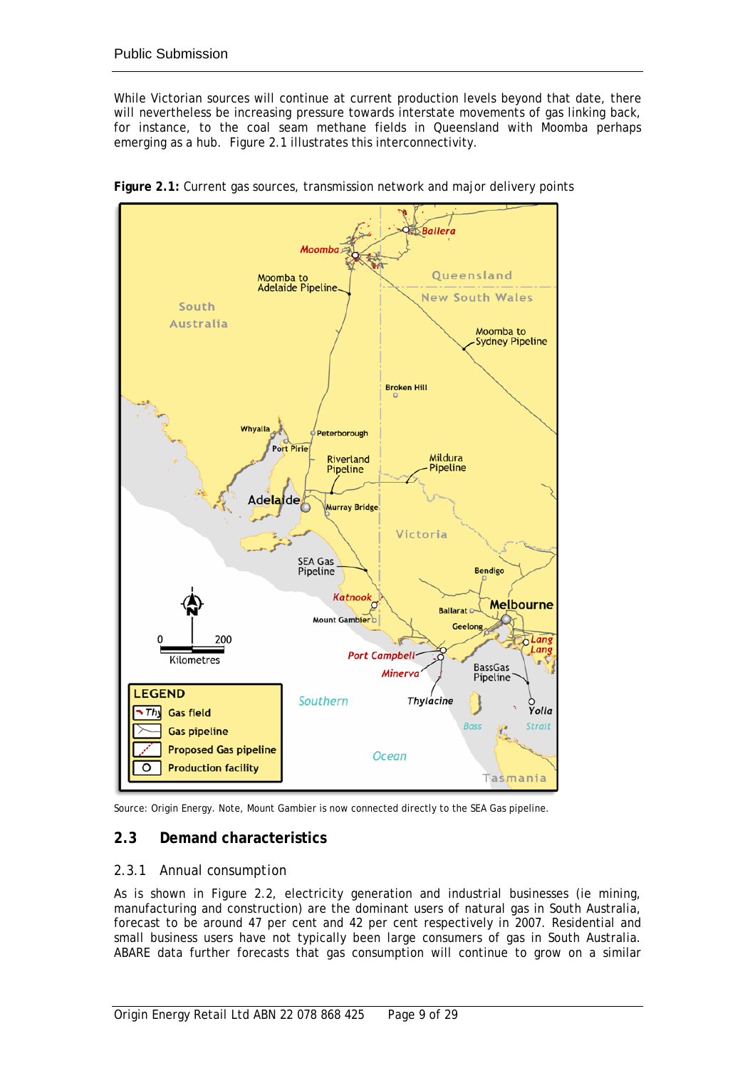While Victorian sources will continue at current production levels beyond that date, there will nevertheless be increasing pressure towards interstate movements of gas linking back, for instance, to the coal seam methane fields in Queensland with Moomba perhaps emerging as a hub. Figure 2.1 illustrates this interconnectivity.

**Figure 2.1:** Current gas sources, transmission network and major delivery points

Source: Origin Energy. Note, Mount Gambier is now connected directly to the SEA Gas pipeline.

## 2.3 Demand characteristics

### 2.3.1 Annual consumption

As is shown in Figure 2.2, electricity generation and industrial businesses (ie mining, manufacturing and construction) are the dominant users of natural gas in South Australia, forecast to be around 47 per cent and 42 per cent respectively in 2007. Residential and small business users have not typically been large consumers of gas in South Australia. ABARE data further forecasts that gas consumption will continue to grow on a similar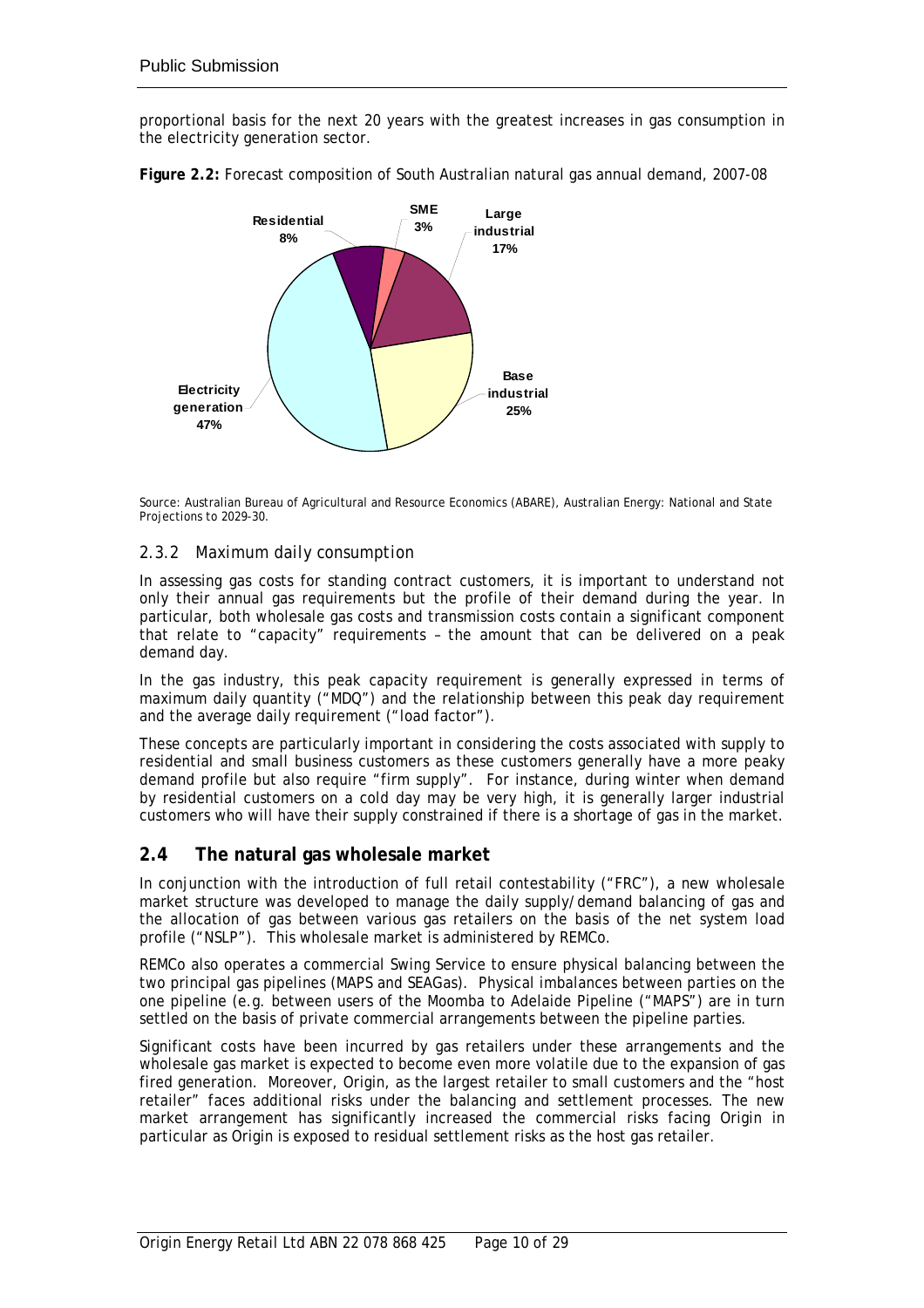proportional basis for the next 20 years with the greatest increases in gas consumption in the electricity generation sector.

**Figure 2.2:** Forecast composition of South Australian natural gas annual demand, 2007-08

| Sector | Share |
|---|---|
| Residential | 8% |
| SME | 3% |
| Large industrial | 17% |
| Base industrial | 25% |
| Electricity generation | 47% |

Source: Australian Bureau of Agricultural and Resource Economics (ABARE), Australian Energy: National and State Projections to 2029-30.

### 2.3.2 Maximum daily consumption

In assessing gas costs for standing contract customers, it is important to understand not only their annual gas requirements but the profile of their demand during the year. In particular, both wholesale gas costs and transmission costs contain a significant component that relate to "capacity" requirements – the amount that can be delivered on a peak demand day.

In the gas industry, this peak capacity requirement is generally expressed in terms of maximum daily quantity ("MDQ") and the relationship between this peak day requirement and the average daily requirement ("load factor").

These concepts are particularly important in considering the costs associated with supply to residential and small business customers as these customers generally have a more peaky demand profile but also require "firm supply". For instance, during winter when demand by residential customers on a cold day may be very high, it is generally larger industrial customers who will have their supply constrained if there is a shortage of gas in the market.

## 2.4 The natural gas wholesale market

In conjunction with the introduction of full retail contestability ("FRC"), a new wholesale market structure was developed to manage the daily supply/demand balancing of gas and the allocation of gas between various gas retailers on the basis of the net system load profile ("NSLP"). This wholesale market is administered by REMCo.

REMCo also operates a commercial Swing Service to ensure physical balancing between the two principal gas pipelines (MAPS and SEAGas). Physical imbalances between parties on the one pipeline (e.g. between users of the Moomba to Adelaide Pipeline ("MAPS") are in turn settled on the basis of private commercial arrangements between the pipeline parties.

Significant costs have been incurred by gas retailers under these arrangements and the wholesale gas market is expected to become even more volatile due to the expansion of gas fired generation. Moreover, Origin, as the largest retailer to small customers and the "host retailer" faces additional risks under the balancing and settlement processes. The new market arrangement has significantly increased the commercial risks facing Origin in particular as Origin is exposed to residual settlement risks as the host gas retailer.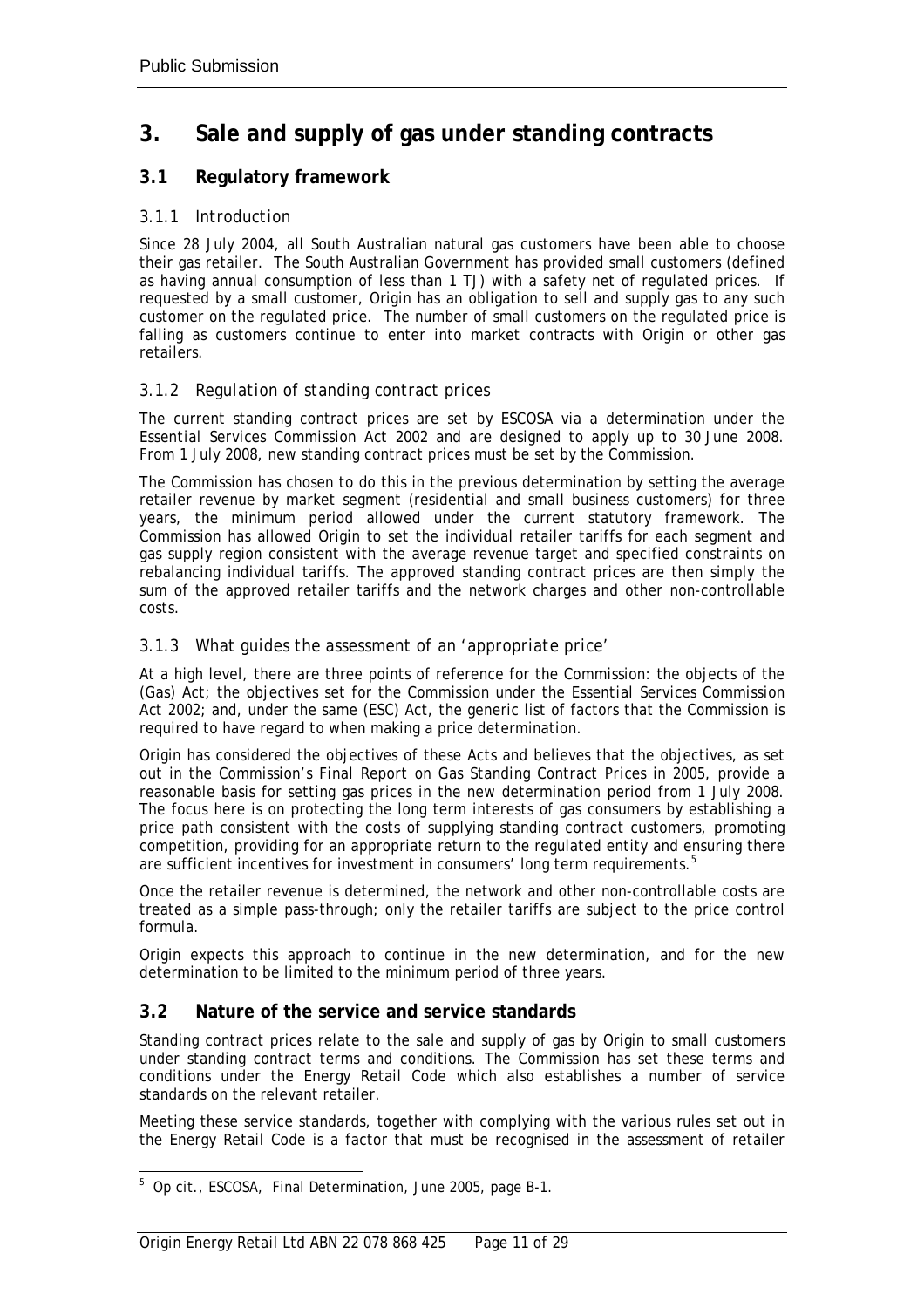# 3. Sale and supply of gas under standing contracts

## 3.1 Regulatory framework

### 3.1.1 *Introduction*

Since 28 July 2004, all South Australian natural gas customers have been able to choose their gas retailer. The South Australian Government has provided small customers (defined as having annual consumption of less than 1 TJ) with a safety net of regulated prices. If requested by a small customer, Origin has an obligation to sell and supply gas to any such customer on the regulated price. The number of small customers on the regulated price is falling as customers continue to enter into market contracts with Origin or other gas retailers.

### 3.1.2 *Regulation of standing contract prices*

The current standing contract prices are set by ESCOSA via a determination under the *Essential Services Commission Act 2002* and are designed to apply up to 30 June 2008. From 1 July 2008, new standing contract prices must be set by the Commission.

The Commission has chosen to do this in the previous determination by setting the average retailer revenue by market segment (residential and small business customers) for three years, the minimum period allowed under the current statutory framework. The Commission has allowed Origin to set the individual retailer tariffs for each segment and gas supply region consistent with the average revenue target and specified constraints on rebalancing individual tariffs. The approved standing contract prices are then simply the sum of the approved retailer tariffs and the network charges and other non-controllable costs.

### 3.1.3 *What guides the assessment of an 'appropriate price'*

At a high level, there are three points of reference for the Commission: the objects of the (Gas) Act; the objectives set for the Commission under the *Essential Services Commission Act 2002*; and, under the same (ESC) Act, the generic list of factors that the Commission is required to have regard to when making a price determination.

Origin has considered the objectives of these Acts and believes that the objectives, as set out in the Commission's Final Report on Gas Standing Contract Prices in 2005, provide a reasonable basis for setting gas prices in the new determination period from 1 July 2008. The focus here is on protecting the long term interests of gas consumers by establishing a price path consistent with the costs of supplying standing contract customers, promoting competition, providing for an appropriate return to the regulated entity and ensuring there are sufficient incentives for investment in consumers' long term requirements.[5]

Once the retailer revenue is determined, the network and other non-controllable costs are treated as a simple pass-through; only the retailer tariffs are subject to the price control formula.

Origin expects this approach to continue in the new determination, and for the new determination to be limited to the minimum period of three years.

## 3.2 Nature of the service and service standards

Standing contract prices relate to the sale and supply of gas by Origin to small customers under standing contract terms and conditions. The Commission has set these terms and conditions under the Energy Retail Code which also establishes a number of service standards on the relevant retailer.

Meeting these service standards, together with complying with the various rules set out in the Energy Retail Code is a factor that must be recognised in the assessment of retailer

---

[5] *Op cit.*, ESCOSA, *Final Determination*, June 2005, page B-1.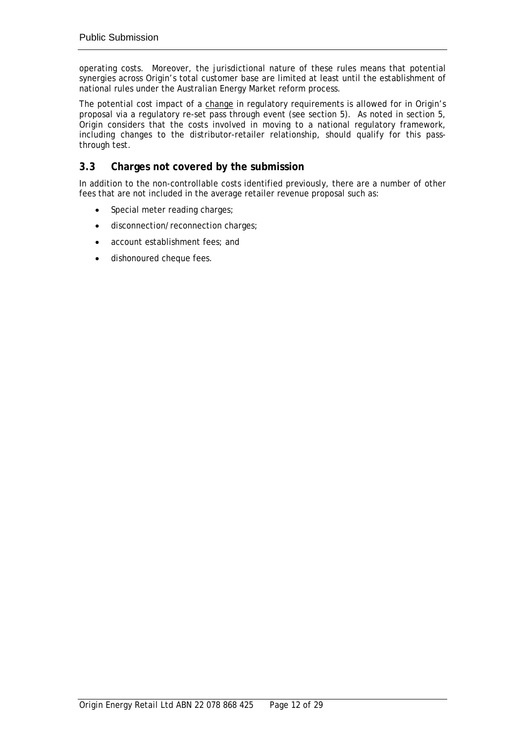operating costs. Moreover, the jurisdictional nature of these rules means that potential synergies across Origin's total customer base are limited at least until the establishment of national rules under the Australian Energy Market reform process.

The potential cost impact of a change in regulatory requirements is allowed for in Origin's proposal via a regulatory re-set pass through event (see section 5). As noted in section 5, Origin considers that the costs involved in moving to a national regulatory framework, including changes to the distributor-retailer relationship, should qualify for this pass-through test.

## 3.3 Charges not covered by the submission

In addition to the non-controllable costs identified previously, there are a number of other fees that are not included in the average retailer revenue proposal such as:

- Special meter reading charges;
- disconnection/reconnection charges;
- account establishment fees; and
- dishonoured cheque fees.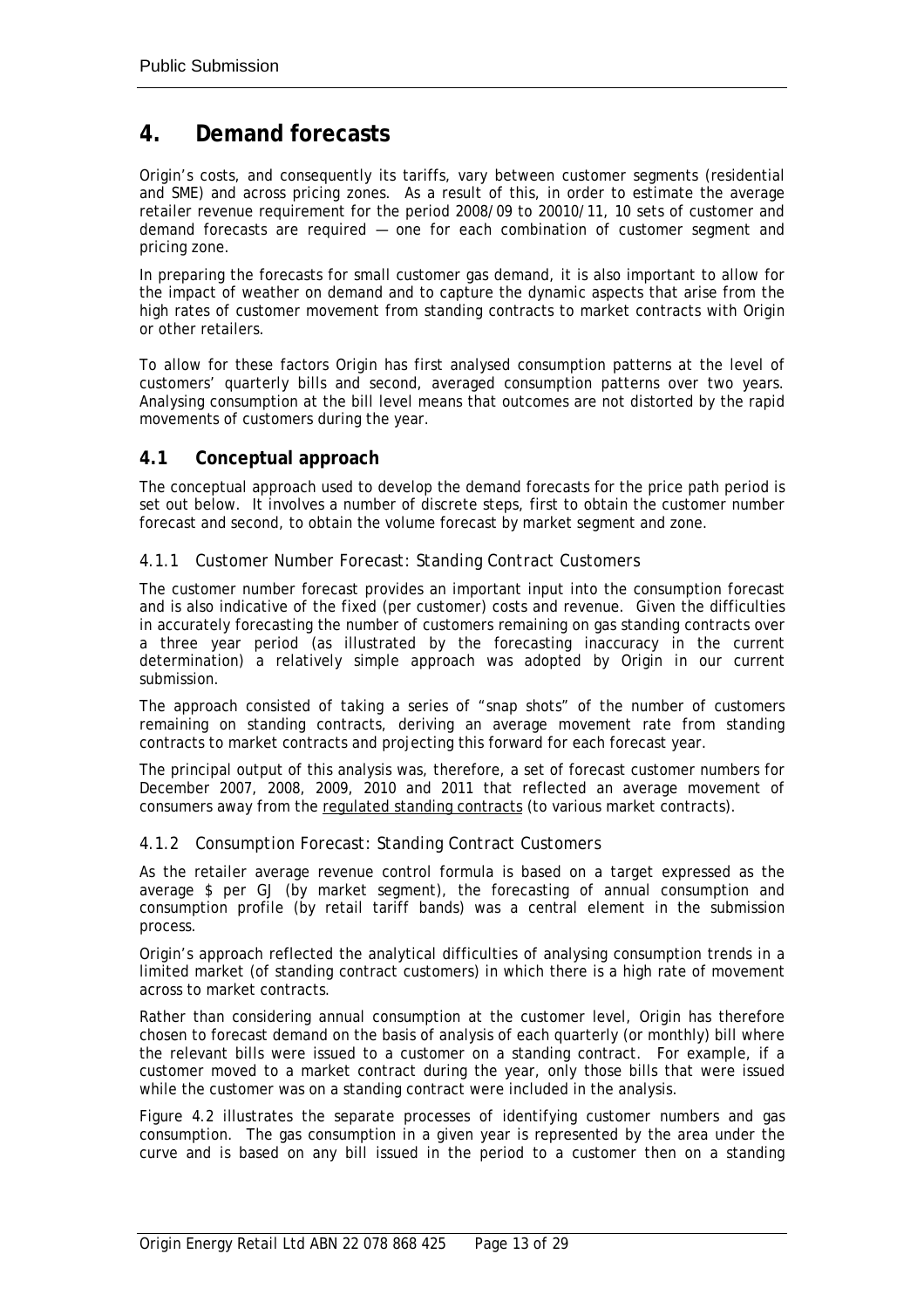# 4. Demand forecasts

Origin's costs, and consequently its tariffs, vary between customer segments (residential and SME) and across pricing zones. As a result of this, in order to estimate the average retailer revenue requirement for the period 2008/09 to 20010/11, 10 sets of customer and demand forecasts are required — one for each combination of customer segment and pricing zone.

In preparing the forecasts for small customer gas demand, it is also important to allow for the impact of weather on demand and to capture the dynamic aspects that arise from the high rates of customer movement from standing contracts to market contracts with Origin or other retailers.

To allow for these factors Origin has first analysed consumption patterns at the level of customers' quarterly bills and second, averaged consumption patterns over two years. Analysing consumption at the bill level means that outcomes are not distorted by the rapid movements of customers during the year.

## 4.1 Conceptual approach

The conceptual approach used to develop the demand forecasts for the price path period is set out below. It involves a number of discrete steps, first to obtain the customer number forecast and second, to obtain the volume forecast by market segment and zone.

### 4.1.1 *Customer Number Forecast: Standing Contract Customers*

The customer number forecast provides an important input into the consumption forecast and is also indicative of the fixed (per customer) costs and revenue. Given the difficulties in accurately forecasting the number of customers remaining on gas standing contracts over a three year period (as illustrated by the forecasting inaccuracy in the current determination) a relatively simple approach was adopted by Origin in our current submission.

The approach consisted of taking a series of "snap shots" of the number of customers remaining on standing contracts, deriving an average movement rate from standing contracts to market contracts and projecting this forward for each forecast year.

The principal output of this analysis was, therefore, a set of forecast customer numbers for December 2007, 2008, 2009, 2010 and 2011 that reflected an average movement of consumers away from the regulated standing contracts (to various market contracts).

### 4.1.2 *Consumption Forecast: Standing Contract Customers*

As the retailer average revenue control formula is based on a target expressed as the average $ per GJ (by market segment), the forecasting of annual consumption and consumption profile (by retail tariff bands) was a central element in the submission process.

Origin's approach reflected the analytical difficulties of analysing consumption trends in a limited market (of standing contract customers) in which there is a high rate of movement across to market contracts.

Rather than considering annual consumption at the customer level, Origin has therefore chosen to forecast demand on the basis of analysis of each quarterly (or monthly) bill where the relevant bills were issued to a customer on a standing contract. For example, if a customer moved to a market contract during the year, only those bills that were issued while the customer was on a standing contract were included in the analysis.

Figure 4.2 illustrates the separate processes of identifying customer numbers and gas consumption. The gas consumption in a given year is represented by the area under the curve and is based on any bill issued in the period to a customer then on a standing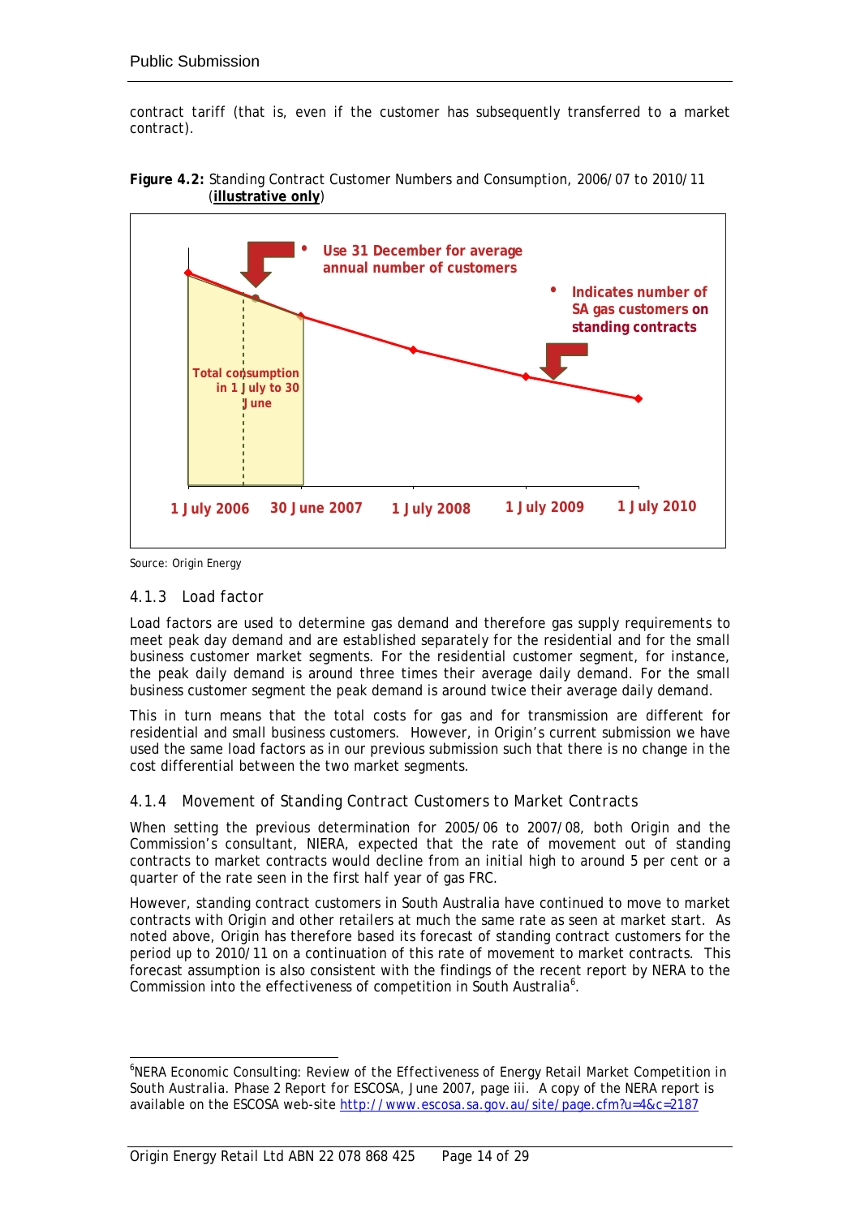contract tariff (that is, even if the customer has subsequently transferred to a market contract).

**Figure 4.2:** Standing Contract Customer Numbers and Consumption, 2006/07 to 2010/11 (**illustrative only**)

- Use 31 December for average annual number of customers
- Indicates number of SA gas customers on standing contracts

Total consumption in 1 July to 30 June

1 July 2006 | 30 June 2007 | 1 July 2008 | 1 July 2009 | 1 July 2010

Source: Origin Energy

### 4.1.3 Load factor

Load factors are used to determine gas demand and therefore gas supply requirements to meet peak day demand and are established separately for the residential and for the small business customer market segments. For the residential customer segment, for instance, the peak daily demand is around three times their average daily demand. For the small business customer segment the peak demand is around twice their average daily demand.

This in turn means that the total costs for gas and for transmission are different for residential and small business customers. However, in Origin's current submission we have used the same load factors as in our previous submission such that there is no change in the cost differential between the two market segments.

### 4.1.4 Movement of Standing Contract Customers to Market Contracts

When setting the previous determination for 2005/06 to 2007/08, both Origin and the Commission's consultant, NIERA, expected that the rate of movement out of standing contracts to market contracts would decline from an initial high to around 5 per cent or a quarter of the rate seen in the first half year of gas FRC.

However, standing contract customers in South Australia have continued to move to market contracts with Origin and other retailers at much the same rate as seen at market start. As noted above, Origin has therefore based its forecast of standing contract customers for the period up to 2010/11 on a continuation of this rate of movement to market contracts. This forecast assumption is also consistent with the findings of the recent report by NERA to the Commission into the effectiveness of competition in South Australia[6].

[6]NERA Economic Consulting: Review of the Effectiveness of Energy Retail Market Competition in South Australia. Phase 2 Report for ESCOSA, June 2007, page iii. A copy of the NERA report is available on the ESCOSA web-site http://www.escosa.sa.gov.au/site/page.cfm?u=4&c=2187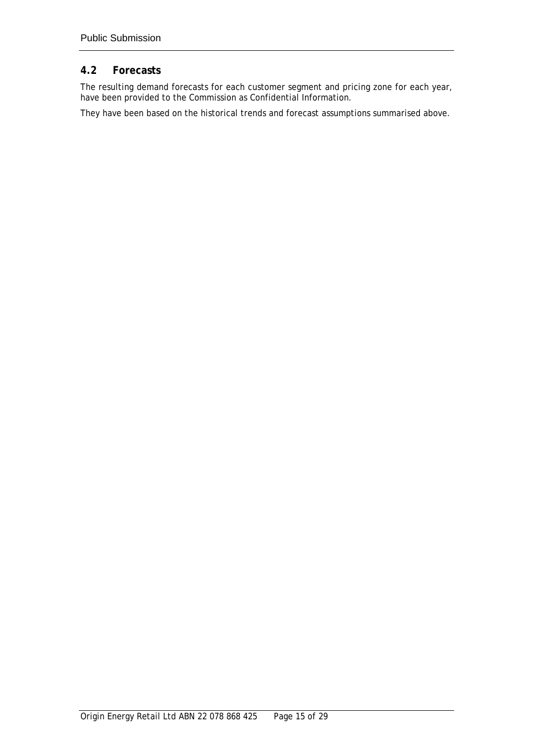## 4.2 Forecasts

The resulting demand forecasts for each customer segment and pricing zone for each year, have been provided to the Commission as Confidential Information.

They have been based on the historical trends and forecast assumptions summarised above.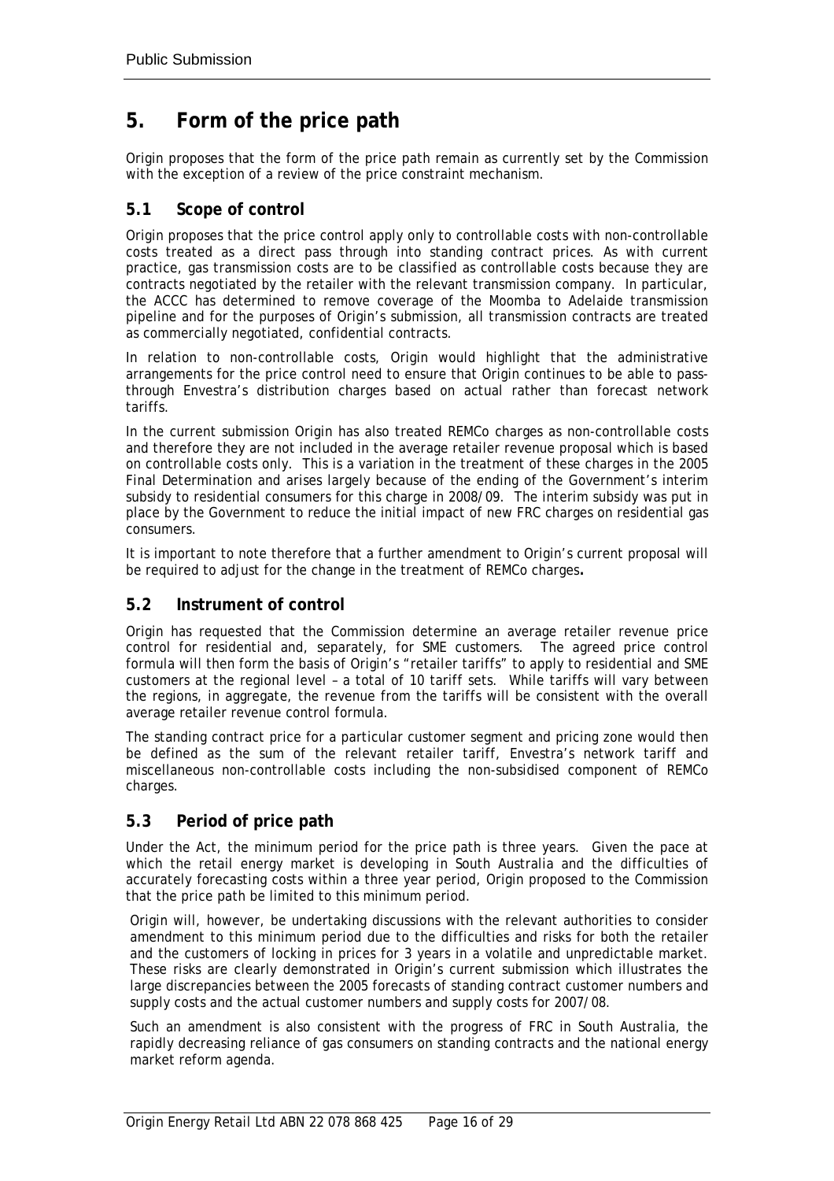# 5. Form of the price path

Origin proposes that the form of the price path remain as currently set by the Commission with the exception of a review of the price constraint mechanism.

## 5.1 Scope of control

Origin proposes that the price control apply only to controllable costs with non-controllable costs treated as a direct pass through into standing contract prices. As with current practice, gas transmission costs are to be classified as controllable costs because they are contracts negotiated by the retailer with the relevant transmission company. In particular, the ACCC has determined to remove coverage of the Moomba to Adelaide transmission pipeline and for the purposes of Origin's submission, all transmission contracts are treated as commercially negotiated, confidential contracts.

In relation to non-controllable costs, Origin would highlight that the administrative arrangements for the price control need to ensure that Origin continues to be able to pass-through Envestra's distribution charges based on actual rather than forecast network tariffs.

In the current submission Origin has also treated REMCo charges as non-controllable costs and therefore they are not included in the average retailer revenue proposal which is based on controllable costs only. This is a variation in the treatment of these charges in the 2005 Final Determination and arises largely because of the ending of the Government's interim subsidy to residential consumers for this charge in 2008/09. The interim subsidy was put in place by the Government to reduce the initial impact of new FRC charges on residential gas consumers.

It is important to note therefore that a further amendment to Origin's current proposal will be required to adjust for the change in the treatment of REMCo charges**.**

## 5.2 Instrument of control

Origin has requested that the Commission determine an average retailer revenue price control for residential and, separately, for SME customers. The agreed price control formula will then form the basis of Origin's "retailer tariffs" to apply to residential and SME customers at the regional level – a total of 10 tariff sets. While tariffs will vary between the regions, in aggregate, the revenue from the tariffs will be consistent with the overall average retailer revenue control formula.

The standing contract price for a particular customer segment and pricing zone would then be defined as the sum of the relevant retailer tariff, Envestra's network tariff and miscellaneous non-controllable costs including the non-subsidised component of REMCo charges.

## 5.3 Period of price path

Under the Act, the minimum period for the price path is three years. Given the pace at which the retail energy market is developing in South Australia and the difficulties of accurately forecasting costs within a three year period, Origin proposed to the Commission that the price path be limited to this minimum period.

Origin will, however, be undertaking discussions with the relevant authorities to consider amendment to this minimum period due to the difficulties and risks for both the retailer and the customers of locking in prices for 3 years in a volatile and unpredictable market. These risks are clearly demonstrated in Origin's current submission which illustrates the large discrepancies between the 2005 forecasts of standing contract customer numbers and supply costs and the actual customer numbers and supply costs for 2007/08.

Such an amendment is also consistent with the progress of FRC in South Australia, the rapidly decreasing reliance of gas consumers on standing contracts and the national energy market reform agenda.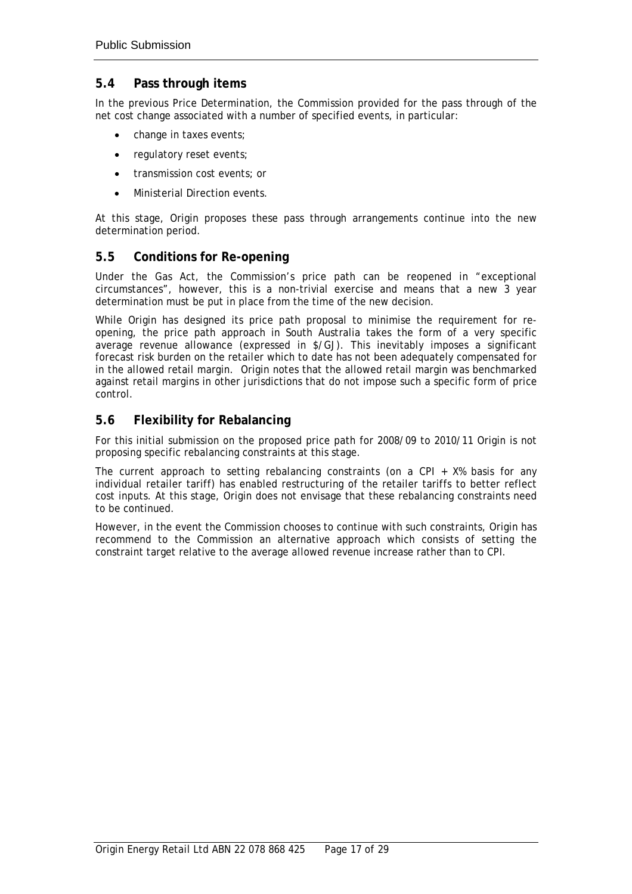## 5.4 Pass through items

In the previous Price Determination, the Commission provided for the pass through of the net cost change associated with a number of specified events, in particular:

- change in taxes events;
- regulatory reset events;
- transmission cost events; or
- Ministerial Direction events.

At this stage, Origin proposes these pass through arrangements continue into the new determination period.

## 5.5 Conditions for Re-opening

Under the Gas Act, the Commission's price path can be reopened in "exceptional circumstances", however, this is a non-trivial exercise and means that a new 3 year determination must be put in place from the time of the new decision.

While Origin has designed its price path proposal to minimise the requirement for re-opening, the price path approach in South Australia takes the form of a very specific average revenue allowance (expressed in $/GJ). This inevitably imposes a significant forecast risk burden on the retailer which to date has not been adequately compensated for in the allowed retail margin. Origin notes that the allowed retail margin was benchmarked against retail margins in other jurisdictions that do not impose such a specific form of price control.

## 5.6 Flexibility for Rebalancing

For this initial submission on the proposed price path for 2008/09 to 2010/11 Origin is not proposing specific rebalancing constraints at this stage.

The current approach to setting rebalancing constraints (on a CPI + X% basis for any individual retailer tariff) has enabled restructuring of the retailer tariffs to better reflect cost inputs. At this stage, Origin does not envisage that these rebalancing constraints need to be continued.

However, in the event the Commission chooses to continue with such constraints, Origin has recommend to the Commission an alternative approach which consists of setting the constraint target relative to the average allowed revenue increase rather than to CPI.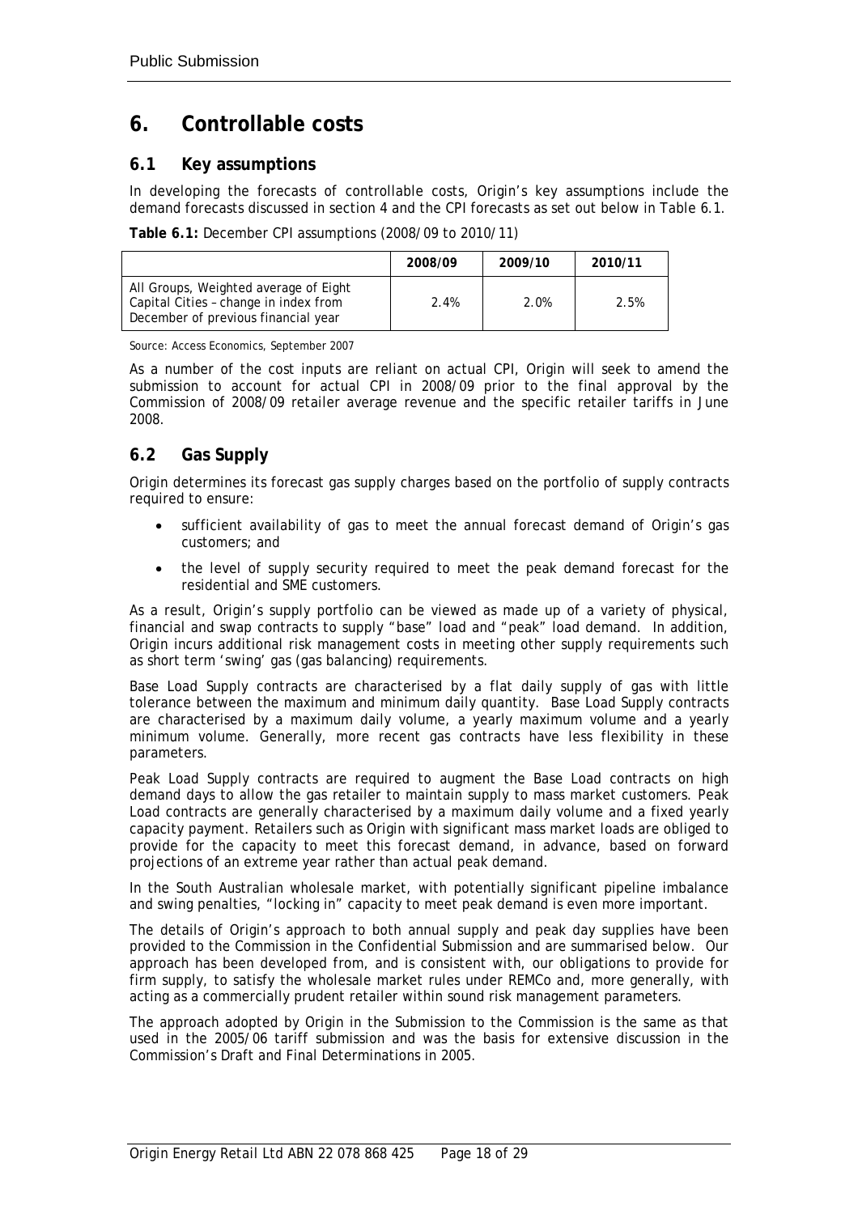# 6. Controllable costs

## 6.1 Key assumptions

In developing the forecasts of controllable costs, Origin's key assumptions include the demand forecasts discussed in section 4 and the CPI forecasts as set out below in Table 6.1.

**Table 6.1:** December CPI assumptions (2008/09 to 2010/11)

| | 2008/09 | 2009/10 | 2010/11 |
|---|---|---|---|
| All Groups, Weighted average of Eight Capital Cities – change in index from December of previous financial year | 2.4% | 2.0% | 2.5% |

Source: Access Economics, September 2007

As a number of the cost inputs are reliant on actual CPI, Origin will seek to amend the submission to account for actual CPI in 2008/09 prior to the final approval by the Commission of 2008/09 retailer average revenue and the specific retailer tariffs in June 2008.

## 6.2 Gas Supply

Origin determines its forecast gas supply charges based on the portfolio of supply contracts required to ensure:

- sufficient availability of gas to meet the annual forecast demand of Origin's gas customers; and
- the level of supply security required to meet the peak demand forecast for the residential and SME customers.

As a result, Origin's supply portfolio can be viewed as made up of a variety of physical, financial and swap contracts to supply "base" load and "peak" load demand. In addition, Origin incurs additional risk management costs in meeting other supply requirements such as short term 'swing' gas (gas balancing) requirements.

Base Load Supply contracts are characterised by a flat daily supply of gas with little tolerance between the maximum and minimum daily quantity. Base Load Supply contracts are characterised by a maximum daily volume, a yearly maximum volume and a yearly minimum volume. Generally, more recent gas contracts have less flexibility in these parameters.

Peak Load Supply contracts are required to augment the Base Load contracts on high demand days to allow the gas retailer to maintain supply to mass market customers. Peak Load contracts are generally characterised by a maximum daily volume and a fixed yearly capacity payment. Retailers such as Origin with significant mass market loads are obliged to provide for the capacity to meet this forecast demand, in advance, based on forward projections of an extreme year rather than actual peak demand.

In the South Australian wholesale market, with potentially significant pipeline imbalance and swing penalties, "locking in" capacity to meet peak demand is even more important.

The details of Origin's approach to both annual supply and peak day supplies have been provided to the Commission in the *Confidential Submission* and are summarised below. Our approach has been developed from, and is consistent with, our obligations to provide for firm supply, to satisfy the wholesale market rules under REMCo and, more generally, with acting as a commercially prudent retailer within sound risk management parameters.

The approach adopted by Origin in the Submission to the Commission is the same as that used in the 2005/06 tariff submission and was the basis for extensive discussion in the Commission's Draft and Final Determinations in 2005.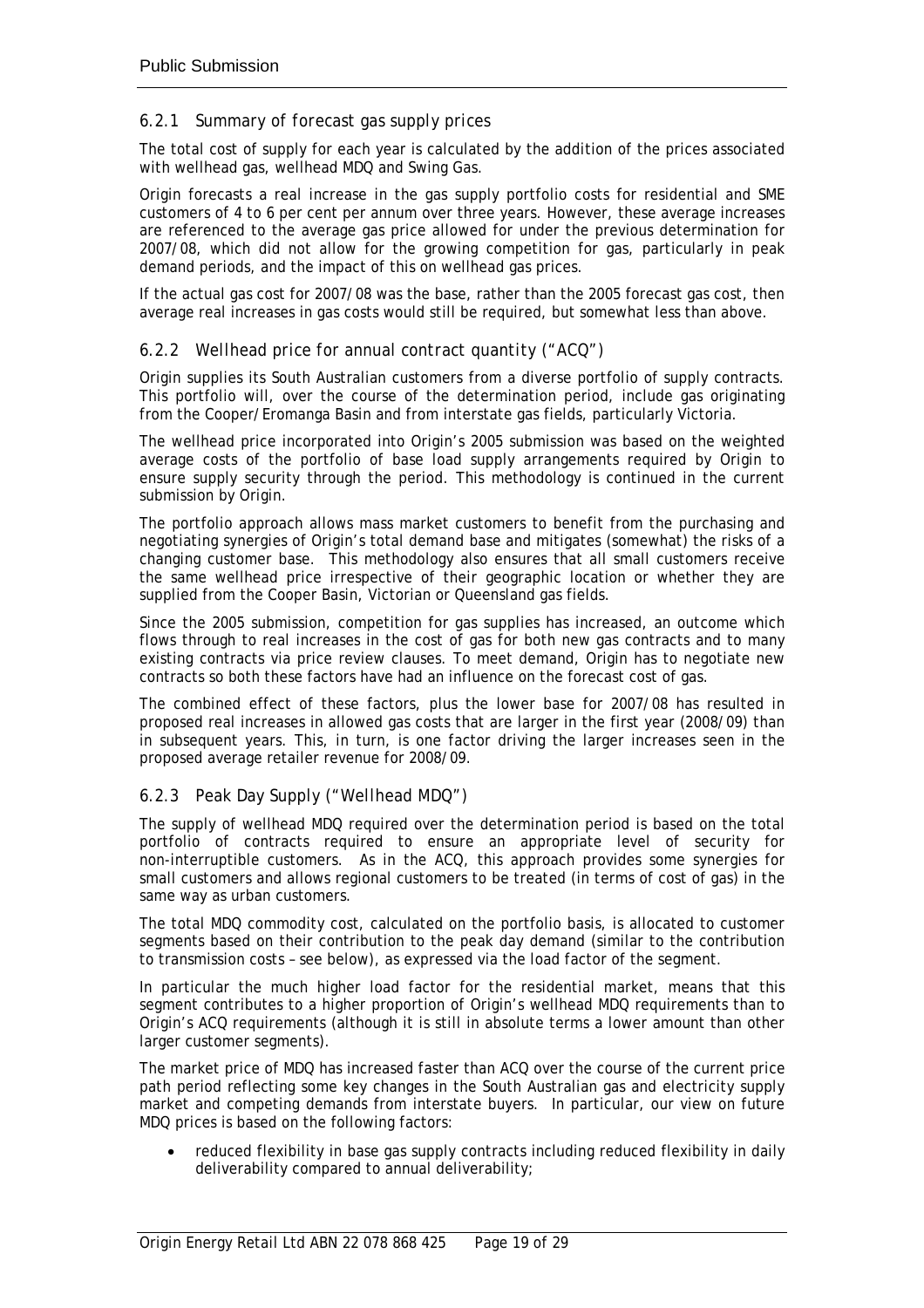### 6.2.1 Summary of forecast gas supply prices

The total cost of supply for each year is calculated by the addition of the prices associated with wellhead gas, wellhead MDQ and Swing Gas.

Origin forecasts a real increase in the gas supply portfolio costs for residential and SME customers of 4 to 6 per cent per annum over three years. However, these average increases are referenced to the average gas price allowed for under the previous determination for 2007/08, which did not allow for the growing competition for gas, particularly in peak demand periods, and the impact of this on wellhead gas prices.

If the actual gas cost for 2007/08 was the base, rather than the 2005 forecast gas cost, then average real increases in gas costs would still be required, but somewhat less than above.

### 6.2.2 Wellhead price for annual contract quantity ("ACQ")

Origin supplies its South Australian customers from a diverse portfolio of supply contracts. This portfolio will, over the course of the determination period, include gas originating from the Cooper/Eromanga Basin and from interstate gas fields, particularly Victoria.

The wellhead price incorporated into Origin's 2005 submission was based on the weighted average costs of the portfolio of base load supply arrangements required by Origin to ensure supply security through the period. This methodology is continued in the current submission by Origin.

The portfolio approach allows mass market customers to benefit from the purchasing and negotiating synergies of Origin's total demand base and mitigates (somewhat) the risks of a changing customer base. This methodology also ensures that all small customers receive the same wellhead price irrespective of their geographic location or whether they are supplied from the Cooper Basin, Victorian or Queensland gas fields.

Since the 2005 submission, competition for gas supplies has increased, an outcome which flows through to real increases in the cost of gas for both new gas contracts and to many existing contracts via price review clauses. To meet demand, Origin has to negotiate new contracts so both these factors have had an influence on the forecast cost of gas.

The combined effect of these factors, plus the lower base for 2007/08 has resulted in proposed real increases in allowed gas costs that are larger in the first year (2008/09) than in subsequent years. This, in turn, is one factor driving the larger increases seen in the proposed average retailer revenue for 2008/09.

### 6.2.3 Peak Day Supply ("Wellhead MDQ")

The supply of wellhead MDQ required over the determination period is based on the total portfolio of contracts required to ensure an appropriate level of security for non-interruptible customers. As in the ACQ, this approach provides some synergies for small customers and allows regional customers to be treated (in terms of cost of gas) in the same way as urban customers.

The total MDQ commodity cost, calculated on the portfolio basis, is allocated to customer segments based on their contribution to the peak day demand (similar to the contribution to transmission costs – see below), as expressed via the load factor of the segment.

In particular the much higher load factor for the residential market, means that this segment contributes to a higher proportion of Origin's wellhead MDQ requirements than to Origin's ACQ requirements (although it is still in absolute terms a lower amount than other larger customer segments).

The market price of MDQ has increased faster than ACQ over the course of the current price path period reflecting some key changes in the South Australian gas and electricity supply market and competing demands from interstate buyers. In particular, our view on future MDQ prices is based on the following factors:

- reduced flexibility in base gas supply contracts including reduced flexibility in daily deliverability compared to annual deliverability;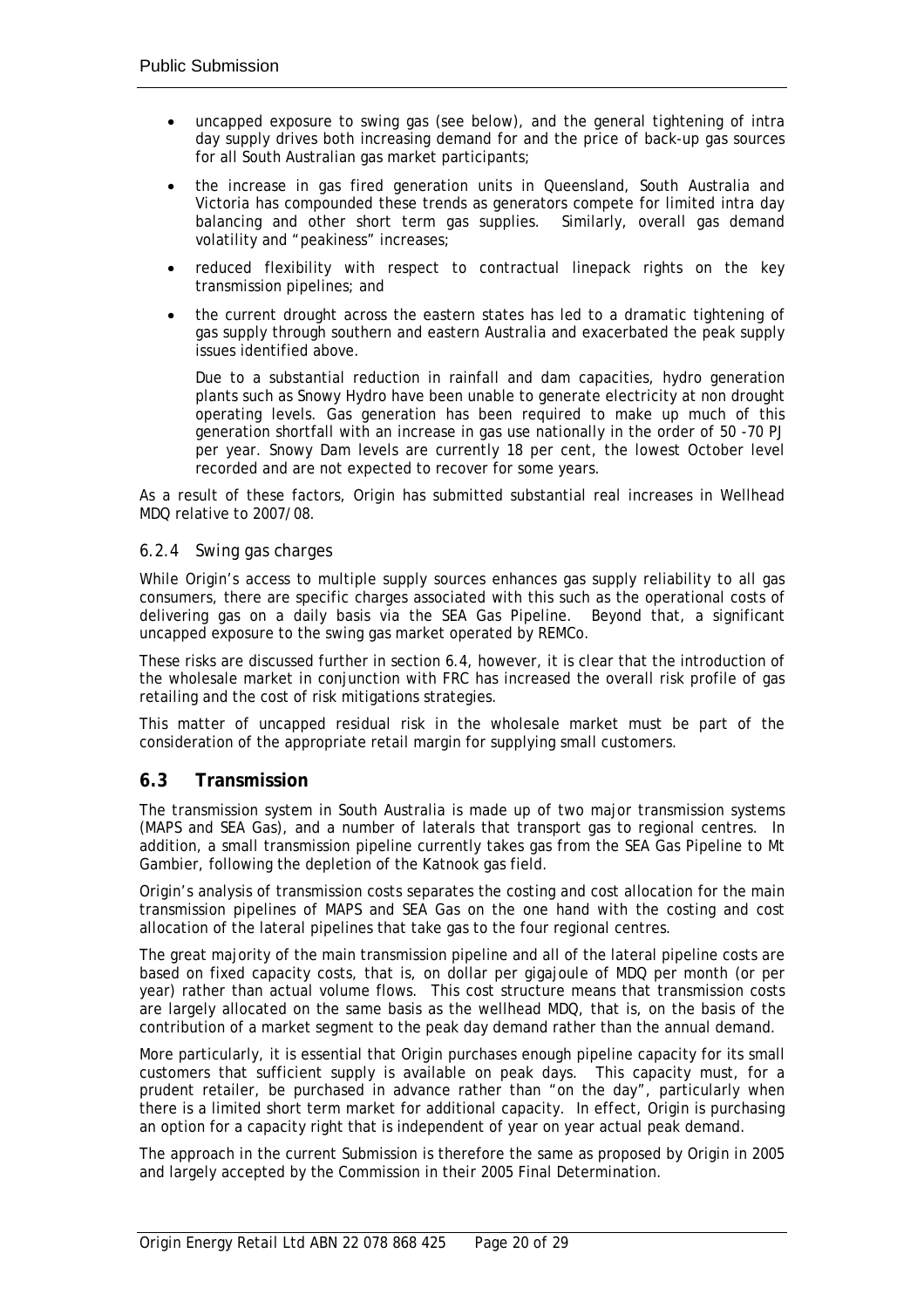- uncapped exposure to swing gas (see below), and the general tightening of intra day supply drives both increasing demand for and the price of back-up gas sources for all South Australian gas market participants;
- the increase in gas fired generation units in Queensland, South Australia and Victoria has compounded these trends as generators compete for limited intra day balancing and other short term gas supplies. Similarly, overall gas demand volatility and "peakiness" increases;
- reduced flexibility with respect to contractual linepack rights on the key transmission pipelines; and
- the current drought across the eastern states has led to a dramatic tightening of gas supply through southern and eastern Australia and exacerbated the peak supply issues identified above.

  Due to a substantial reduction in rainfall and dam capacities, hydro generation plants such as Snowy Hydro have been unable to generate electricity at non drought operating levels. Gas generation has been required to make up much of this generation shortfall with an increase in gas use nationally in the order of 50 -70 PJ per year. Snowy Dam levels are currently 18 per cent, the lowest October level recorded and are not expected to recover for some years.

As a result of these factors, Origin has submitted substantial real increases in Wellhead MDQ relative to 2007/08.

### 6.2.4 Swing gas charges

While Origin's access to multiple supply sources enhances gas supply reliability to all gas consumers, there are specific charges associated with this such as the operational costs of delivering gas on a daily basis via the SEA Gas Pipeline. Beyond that, a significant uncapped exposure to the swing gas market operated by REMCo.

These risks are discussed further in section 6.4, however, it is clear that the introduction of the wholesale market in conjunction with FRC has increased the overall risk profile of gas retailing and the cost of risk mitigations strategies.

This matter of uncapped residual risk in the wholesale market must be part of the consideration of the appropriate retail margin for supplying small customers.

## 6.3 Transmission

The transmission system in South Australia is made up of two major transmission systems (MAPS and SEA Gas), and a number of laterals that transport gas to regional centres. In addition, a small transmission pipeline currently takes gas from the SEA Gas Pipeline to Mt Gambier, following the depletion of the Katnook gas field.

Origin's analysis of transmission costs separates the costing and cost allocation for the main transmission pipelines of MAPS and SEA Gas on the one hand with the costing and cost allocation of the lateral pipelines that take gas to the four regional centres.

The great majority of the main transmission pipeline and all of the lateral pipeline costs are based on fixed capacity costs, that is, on dollar per gigajoule of MDQ per month (or per year) rather than actual volume flows. This cost structure means that transmission costs are largely allocated on the same basis as the wellhead MDQ, that is, on the basis of the contribution of a market segment to the peak day demand rather than the annual demand.

More particularly, it is essential that Origin purchases enough pipeline capacity for its small customers that sufficient supply is available on peak days. This capacity must, for a prudent retailer, be purchased in advance rather than "on the day", particularly when there is a limited short term market for additional capacity. In effect, Origin is purchasing an option for a capacity right that is independent of year on year actual peak demand.

The approach in the current Submission is therefore the same as proposed by Origin in 2005 and largely accepted by the Commission in their 2005 Final Determination.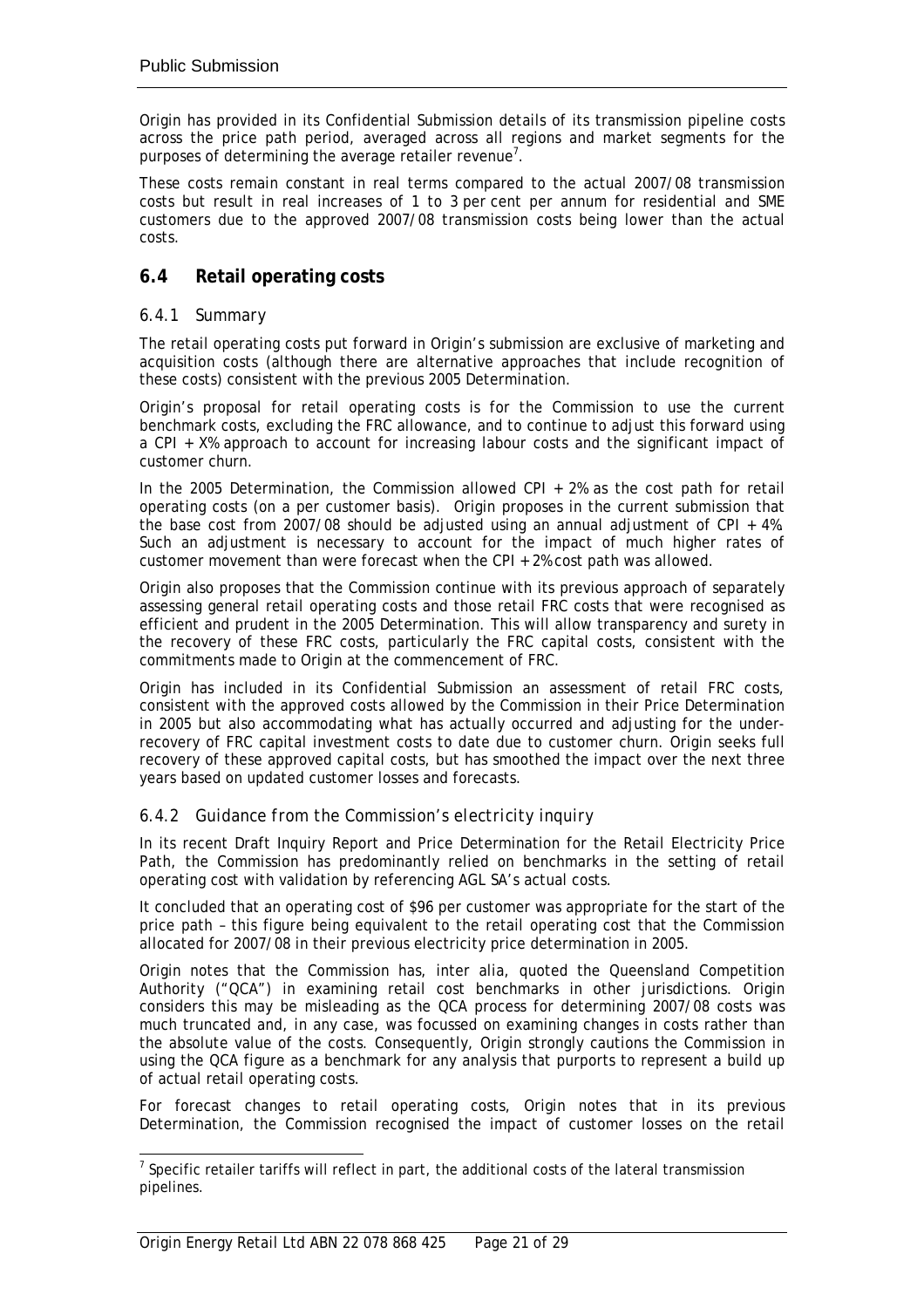Origin has provided in its Confidential Submission details of its transmission pipeline costs across the price path period, averaged across all regions and market segments for the purposes of determining the average retailer revenue[7].

These costs remain constant in real terms compared to the actual 2007/08 transmission costs but result in real increases of 1 to 3 per cent per annum for residential and SME customers due to the approved 2007/08 transmission costs being lower than the actual costs.

## 6.4 Retail operating costs

### 6.4.1 Summary

The retail operating costs put forward in Origin's submission are exclusive of marketing and acquisition costs (although there are alternative approaches that include recognition of these costs) consistent with the previous 2005 Determination.

Origin's proposal for retail operating costs is for the Commission to use the current benchmark costs, excluding the FRC allowance, and to continue to adjust this forward using a CPI + X% approach to account for increasing labour costs and the significant impact of customer churn.

In the 2005 Determination, the Commission allowed CPI + 2% as the cost path for retail operating costs (on a per customer basis). Origin proposes in the current submission that the base cost from 2007/08 should be adjusted using an annual adjustment of CPI + 4%. Such an adjustment is necessary to account for the impact of much higher rates of customer movement than were forecast when the CPI + 2% cost path was allowed.

Origin also proposes that the Commission continue with its previous approach of separately assessing general retail operating costs and those retail FRC costs that were recognised as efficient and prudent in the 2005 Determination. This will allow transparency and surety in the recovery of these FRC costs, particularly the FRC capital costs, consistent with the commitments made to Origin at the commencement of FRC.

Origin has included in its Confidential Submission an assessment of retail FRC costs, consistent with the approved costs allowed by the Commission in their Price Determination in 2005 but also accommodating what has actually occurred and adjusting for the under-recovery of FRC capital investment costs to date due to customer churn. Origin seeks full recovery of these approved capital costs, but has smoothed the impact over the next three years based on updated customer losses and forecasts.

### 6.4.2 Guidance from the Commission's electricity inquiry

In its recent Draft Inquiry Report and Price Determination for the Retail Electricity Price Path, the Commission has predominantly relied on benchmarks in the setting of retail operating cost with validation by referencing AGL SA's actual costs.

It concluded that an operating cost of \$96 per customer was appropriate for the start of the price path – this figure being equivalent to the retail operating cost that the Commission allocated for 2007/08 in their previous electricity price determination in 2005.

Origin notes that the Commission has, inter alia, quoted the Queensland Competition Authority ("QCA") in examining retail cost benchmarks in other jurisdictions. Origin considers this may be misleading as the QCA process for determining 2007/08 costs was much truncated and, in any case, was focussed on examining changes in costs rather than the absolute value of the costs. Consequently, Origin strongly cautions the Commission in using the QCA figure as a benchmark for any analysis that purports to represent a build up of actual retail operating costs.

For forecast changes to retail operating costs, Origin notes that in its previous Determination, the Commission recognised the impact of customer losses on the retail

---

[7] Specific retailer tariffs will reflect in part, the additional costs of the lateral transmission pipelines.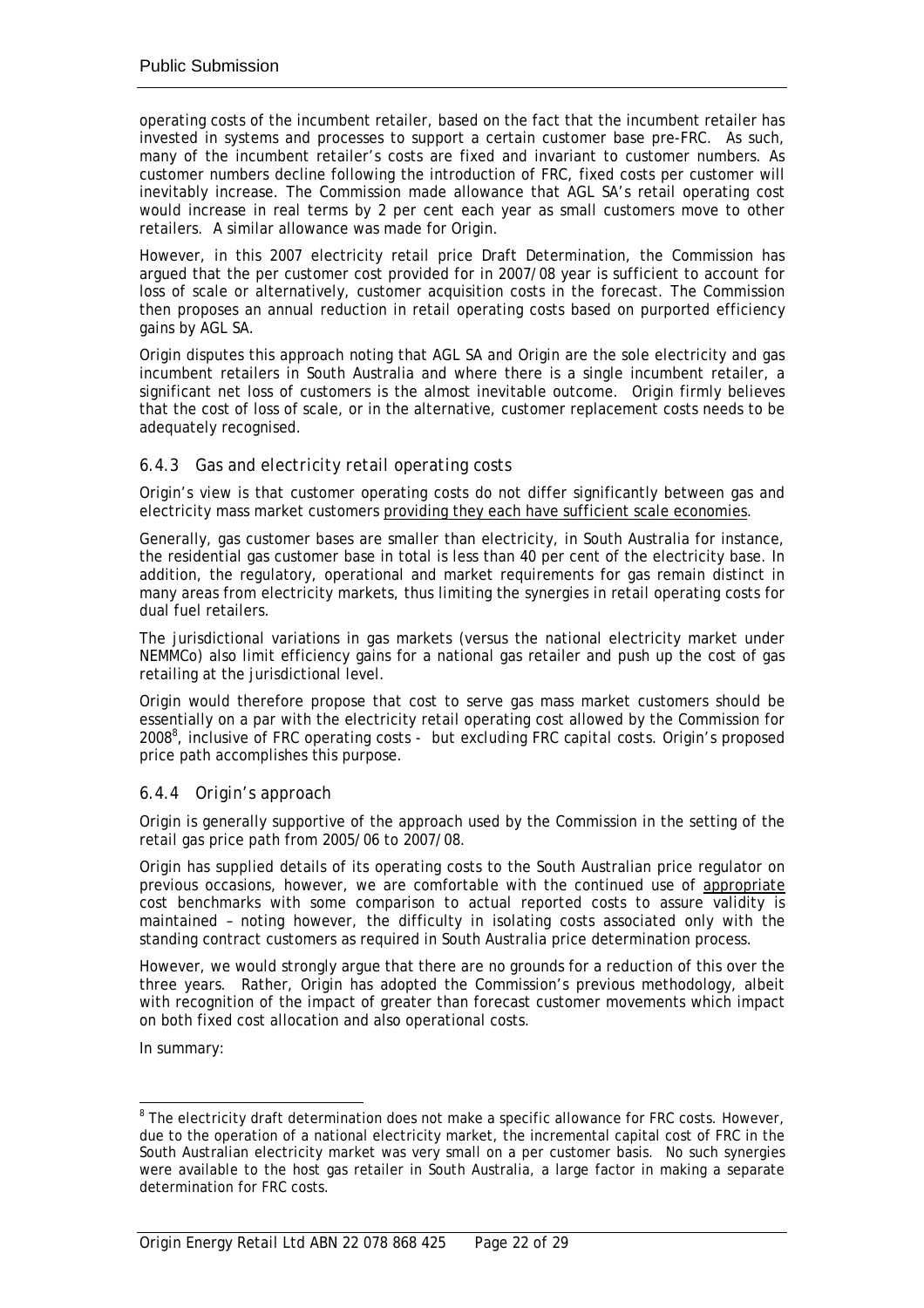operating costs of the incumbent retailer, based on the fact that the incumbent retailer has invested in systems and processes to support a certain customer base pre-FRC. As such, many of the incumbent retailer's costs are fixed and invariant to customer numbers. As customer numbers decline following the introduction of FRC, fixed costs per customer will inevitably increase. The Commission made allowance that AGL SA's retail operating cost would increase in real terms by 2 per cent each year as small customers move to other retailers. A similar allowance was made for Origin.

However, in this 2007 electricity retail price Draft Determination, the Commission has argued that the per customer cost provided for in 2007/08 year is sufficient to account for loss of scale or alternatively, customer acquisition costs in the forecast. The Commission then proposes an annual reduction in retail operating costs based on purported efficiency gains by AGL SA.

Origin disputes this approach noting that AGL SA and Origin are the sole electricity and gas incumbent retailers in South Australia and where there is a single incumbent retailer, a significant net loss of customers is the almost inevitable outcome. Origin firmly believes that the cost of loss of scale, or in the alternative, customer replacement costs needs to be adequately recognised.

### *6.4.3 Gas and electricity retail operating costs*

Origin's view is that customer operating costs do not differ significantly between gas and electricity mass market customers <u>providing they each have sufficient scale economies</u>.

Generally, gas customer bases are smaller than electricity, in South Australia for instance, the residential gas customer base in total is less than 40 per cent of the electricity base. In addition, the regulatory, operational and market requirements for gas remain distinct in many areas from electricity markets, thus limiting the synergies in retail operating costs for dual fuel retailers.

The jurisdictional variations in gas markets (versus the national electricity market under NEMMCo) also limit efficiency gains for a national gas retailer and push up the cost of gas retailing at the jurisdictional level.

Origin would therefore propose that cost to serve gas mass market customers should be essentially on a par with the electricity retail operating cost allowed by the Commission for 2008[8], inclusive of FRC operating costs - but excluding FRC capital costs. Origin's proposed price path accomplishes this purpose.

### *6.4.4 Origin's approach*

Origin is generally supportive of the approach used by the Commission in the setting of the retail gas price path from 2005/06 to 2007/08.

Origin has supplied details of its operating costs to the South Australian price regulator on previous occasions, however, we are comfortable with the continued use of <u>appropriate</u> cost benchmarks with some comparison to actual reported costs to assure validity is maintained – noting however, the difficulty in isolating costs associated only with the standing contract customers as required in South Australia price determination process.

However, we would strongly argue that there are no grounds for a reduction of this over the three years. Rather, Origin has adopted the Commission's previous methodology, albeit with recognition of the impact of greater than forecast customer movements which impact on both fixed cost allocation and also operational costs.

In summary:

---

[8] The electricity draft determination does not make a specific allowance for FRC costs. However, due to the operation of a national electricity market, the incremental capital cost of FRC in the South Australian electricity market was very small on a per customer basis. No such synergies were available to the host gas retailer in South Australia, a large factor in making a separate determination for FRC costs.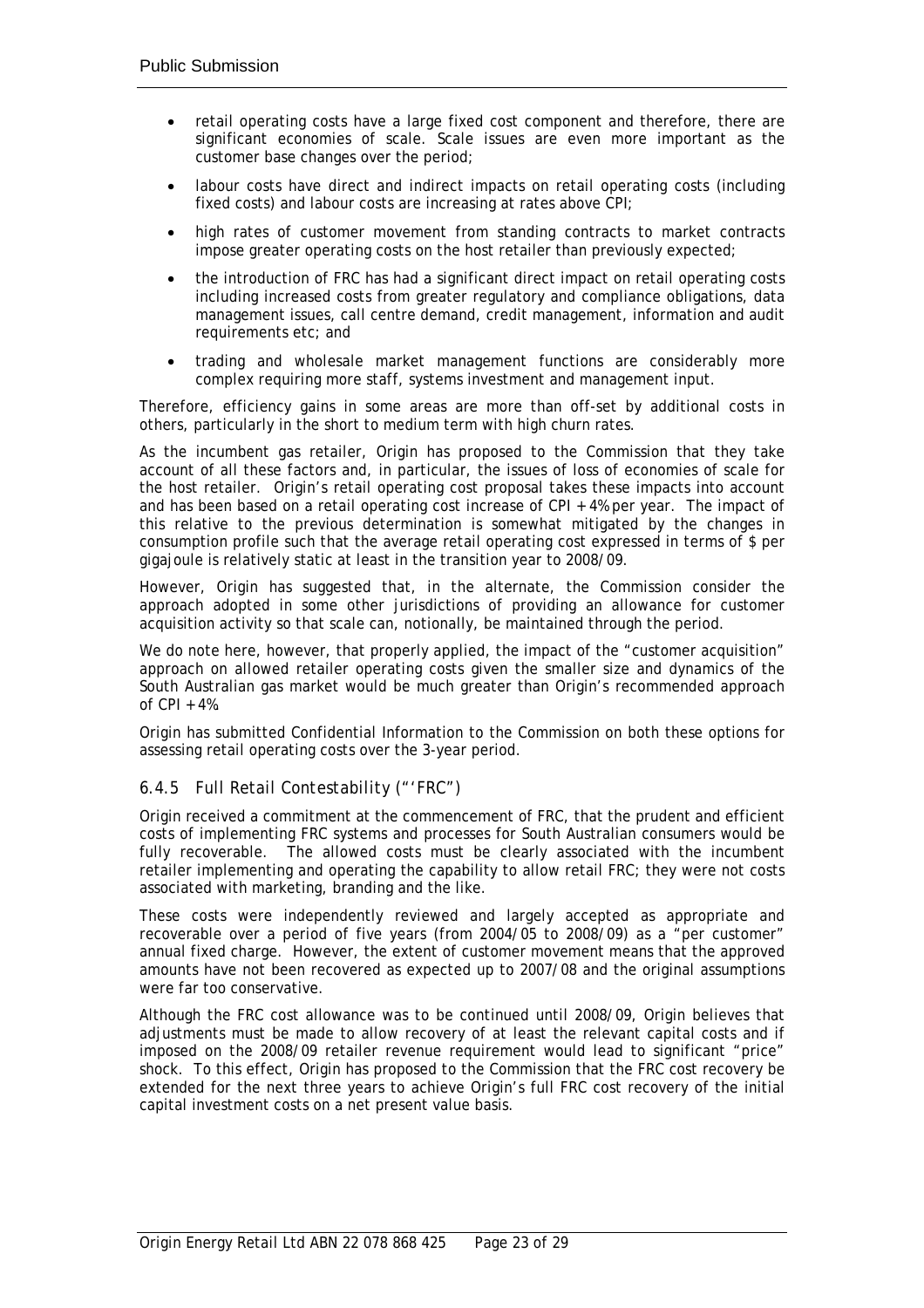- retail operating costs have a large fixed cost component and therefore, there are significant economies of scale. Scale issues are even more important as the customer base changes over the period;
- labour costs have direct and indirect impacts on retail operating costs (including fixed costs) and labour costs are increasing at rates above CPI;
- high rates of customer movement from standing contracts to market contracts impose greater operating costs on the host retailer than previously expected;
- the introduction of FRC has had a significant direct impact on retail operating costs including increased costs from greater regulatory and compliance obligations, data management issues, call centre demand, credit management, information and audit requirements etc; and
- trading and wholesale market management functions are considerably more complex requiring more staff, systems investment and management input.

Therefore, efficiency gains in some areas are more than off-set by additional costs in others, particularly in the short to medium term with high churn rates.

As the incumbent gas retailer, Origin has proposed to the Commission that they take account of all these factors and, in particular, the issues of loss of economies of scale for the host retailer. Origin's retail operating cost proposal takes these impacts into account and has been based on a retail operating cost increase of CPI + 4% per year. The impact of this relative to the previous determination is somewhat mitigated by the changes in consumption profile such that the average retail operating cost expressed in terms of $ per gigajoule is relatively static at least in the transition year to 2008/09.

However, Origin has suggested that, in the alternate, the Commission consider the approach adopted in some other jurisdictions of providing an allowance for customer acquisition activity so that scale can, notionally, be maintained through the period.

We do note here, however, that properly applied, the impact of the "customer acquisition" approach on allowed retailer operating costs given the smaller size and dynamics of the South Australian gas market would be much greater than Origin's recommended approach of CPI + 4%.

Origin has submitted Confidential Information to the Commission on both these options for assessing retail operating costs over the 3-year period.

### 6.4.5 Full Retail Contestability ("'FRC")

Origin received a commitment at the commencement of FRC, that the prudent and efficient costs of implementing FRC systems and processes for South Australian consumers would be fully recoverable. The allowed costs must be clearly associated with the incumbent retailer implementing and operating the capability to allow retail FRC; they were not costs associated with marketing, branding and the like.

These costs were independently reviewed and largely accepted as appropriate and recoverable over a period of five years (from 2004/05 to 2008/09) as a "per customer" annual fixed charge. However, the extent of customer movement means that the approved amounts have not been recovered as expected up to 2007/08 and the original assumptions were far too conservative.

Although the FRC cost allowance was to be continued until 2008/09, Origin believes that adjustments must be made to allow recovery of at least the relevant capital costs and if imposed on the 2008/09 retailer revenue requirement would lead to significant "price" shock. To this effect, Origin has proposed to the Commission that the FRC cost recovery be extended for the next three years to achieve Origin's full FRC cost recovery of the initial capital investment costs on a net present value basis.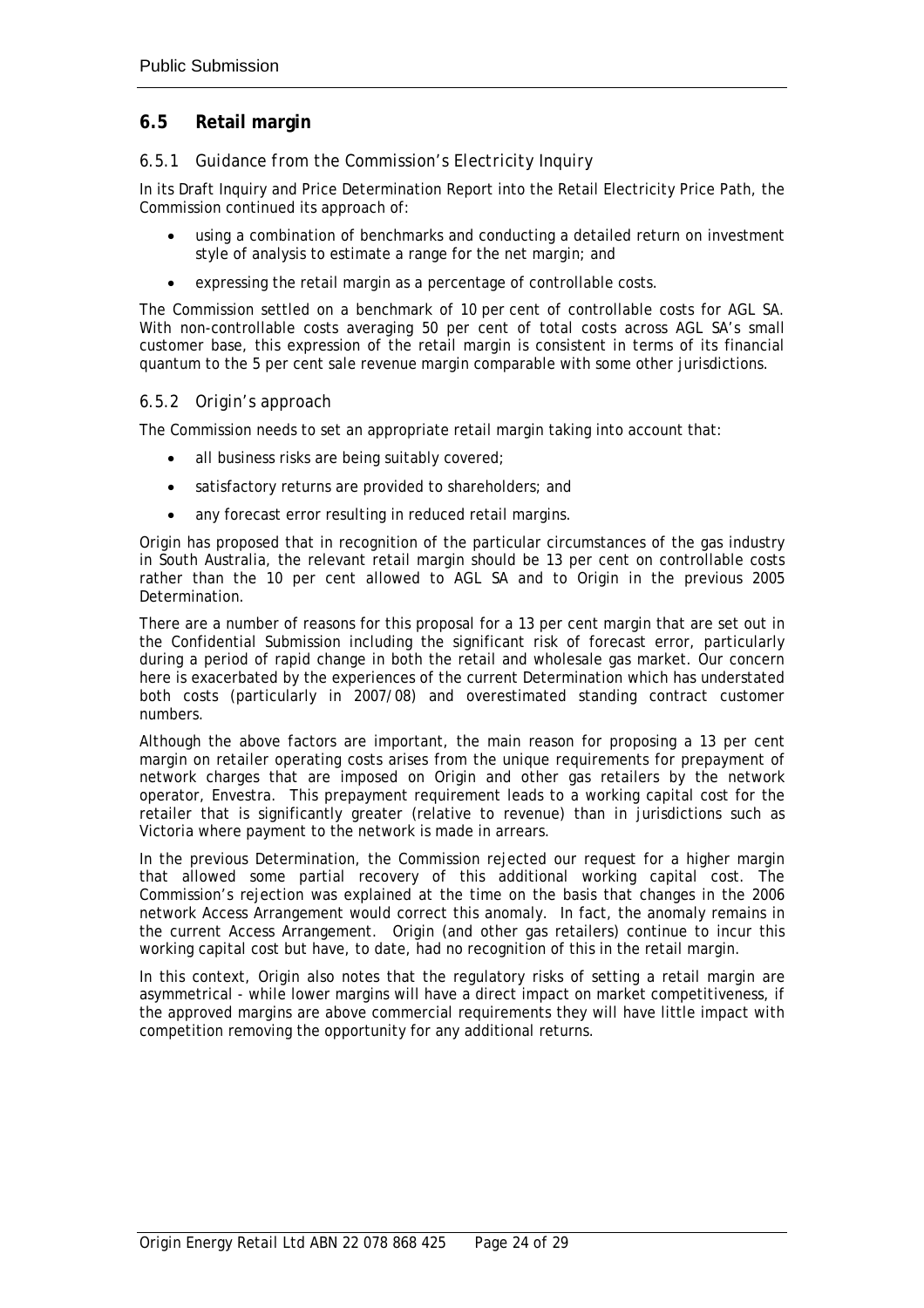## 6.5 Retail margin

### 6.5.1 *Guidance from the Commission's Electricity Inquiry*

In its Draft Inquiry and Price Determination Report into the Retail Electricity Price Path, the Commission continued its approach of:

- using a combination of benchmarks and conducting a detailed return on investment style of analysis to estimate a range for the net margin; and
- expressing the retail margin as a percentage of controllable costs.

The Commission settled on a benchmark of 10 per cent of controllable costs for AGL SA. With non-controllable costs averaging 50 per cent of total costs across AGL SA's small customer base, this expression of the retail margin is consistent in terms of its financial quantum to the 5 per cent sale revenue margin comparable with some other jurisdictions.

### 6.5.2 *Origin's approach*

The Commission needs to set an appropriate retail margin taking into account that:

- all business risks are being suitably covered;
- satisfactory returns are provided to shareholders; and
- any forecast error resulting in reduced retail margins.

Origin has proposed that in recognition of the particular circumstances of the gas industry in South Australia, the relevant retail margin should be 13 per cent on controllable costs rather than the 10 per cent allowed to AGL SA and to Origin in the previous 2005 Determination.

There are a number of reasons for this proposal for a 13 per cent margin that are set out in the Confidential Submission including the significant risk of forecast error, particularly during a period of rapid change in both the retail and wholesale gas market. Our concern here is exacerbated by the experiences of the current Determination which has understated both costs (particularly in 2007/08) and overestimated standing contract customer numbers.

Although the above factors are important, the main reason for proposing a 13 per cent margin on retailer operating costs arises from the unique requirements for prepayment of network charges that are imposed on Origin and other gas retailers by the network operator, Envestra. This prepayment requirement leads to a working capital cost for the retailer that is significantly greater (relative to revenue) than in jurisdictions such as Victoria where payment to the network is made in arrears.

In the previous Determination, the Commission rejected our request for a higher margin that allowed some partial recovery of this additional working capital cost. The Commission's rejection was explained at the time on the basis that changes in the 2006 network Access Arrangement would correct this anomaly. In fact, the anomaly remains in the current Access Arrangement. Origin (and other gas retailers) continue to incur this working capital cost but have, to date, had no recognition of this in the retail margin.

In this context, Origin also notes that the regulatory risks of setting a retail margin are asymmetrical - while lower margins will have a direct impact on market competitiveness, if the approved margins are above commercial requirements they will have little impact with competition removing the opportunity for any additional returns.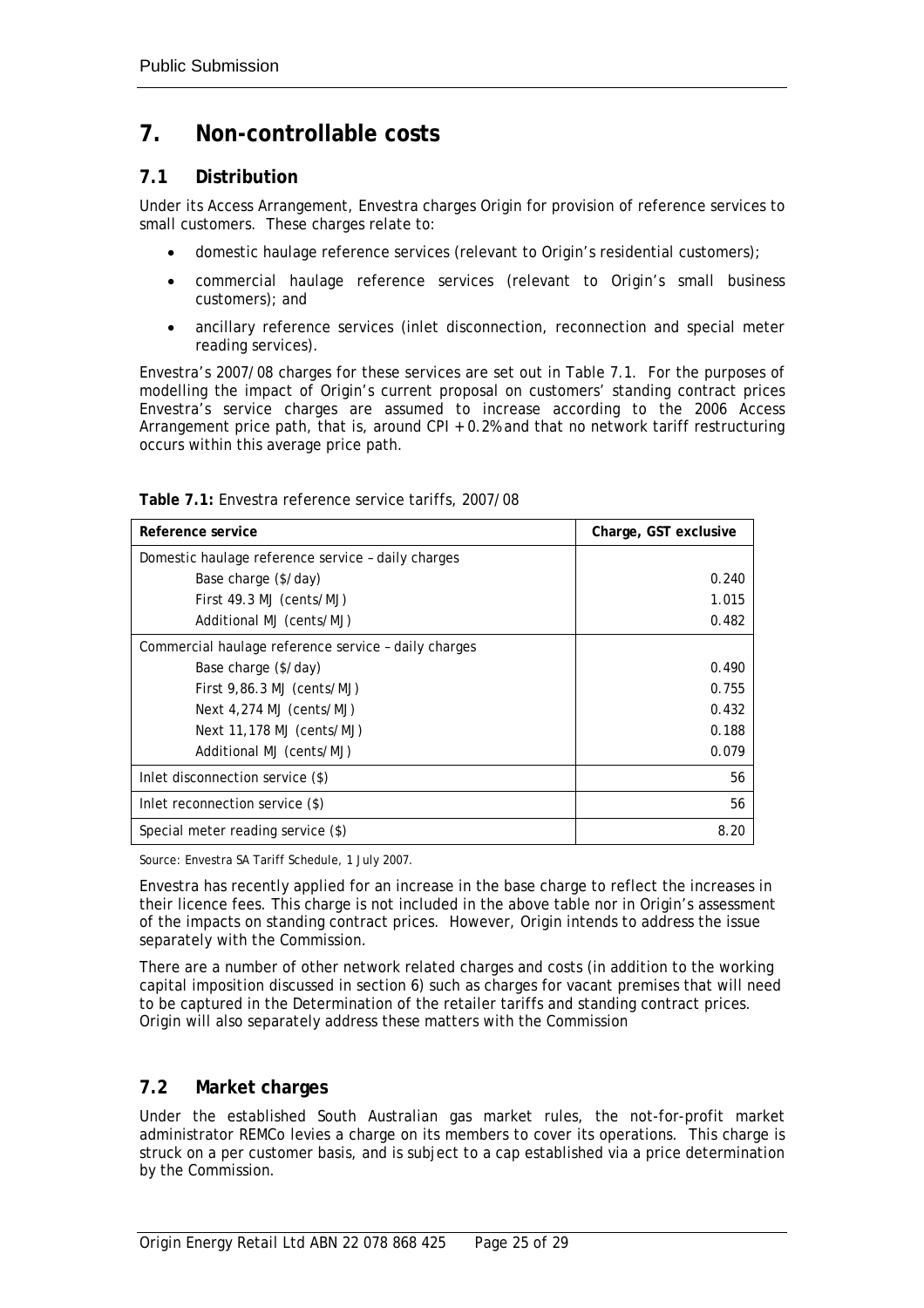# 7. Non-controllable costs

## 7.1 Distribution

Under its Access Arrangement, Envestra charges Origin for provision of reference services to small customers. These charges relate to:

- domestic haulage reference services (relevant to Origin's residential customers);
- commercial haulage reference services (relevant to Origin's small business customers); and
- ancillary reference services (inlet disconnection, reconnection and special meter reading services).

Envestra's 2007/08 charges for these services are set out in Table 7.1. For the purposes of modelling the impact of Origin's current proposal on customers' standing contract prices Envestra's service charges are assumed to increase according to the 2006 Access Arrangement price path, that is, around CPI + 0.2% and that no network tariff restructuring occurs within this average price path.

**Table 7.1:** Envestra reference service tariffs, 2007/08

| Reference service | Charge, GST exclusive |
|---|---|
| Domestic haulage reference service – daily charges | |
| Base charge ($/day) | 0.240 |
| First 49.3 MJ (cents/MJ) | 1.015 |
| Additional MJ (cents/MJ) | 0.482 |
| Commercial haulage reference service – daily charges | |
| Base charge ($/day) | 0.490 |
| First 9,86.3 MJ (cents/MJ) | 0.755 |
| Next 4,274 MJ (cents/MJ) | 0.432 |
| Next 11,178 MJ (cents/MJ) | 0.188 |
| Additional MJ (cents/MJ) | 0.079 |
| Inlet disconnection service ($) | 56 |
| Inlet reconnection service ($) | 56 |
| Special meter reading service ($) | 8.20 |

Source: Envestra SA Tariff Schedule, 1 July 2007.

Envestra has recently applied for an increase in the base charge to reflect the increases in their licence fees. This charge is not included in the above table nor in Origin's assessment of the impacts on standing contract prices. However, Origin intends to address the issue separately with the Commission.

There are a number of other network related charges and costs (in addition to the working capital imposition discussed in section 6) such as charges for vacant premises that will need to be captured in the Determination of the retailer tariffs and standing contract prices. Origin will also separately address these matters with the Commission

## 7.2 Market charges

Under the established South Australian gas market rules, the not-for-profit market administrator REMCo levies a charge on its members to cover its operations. This charge is struck on a per customer basis, and is subject to a cap established via a price determination by the Commission.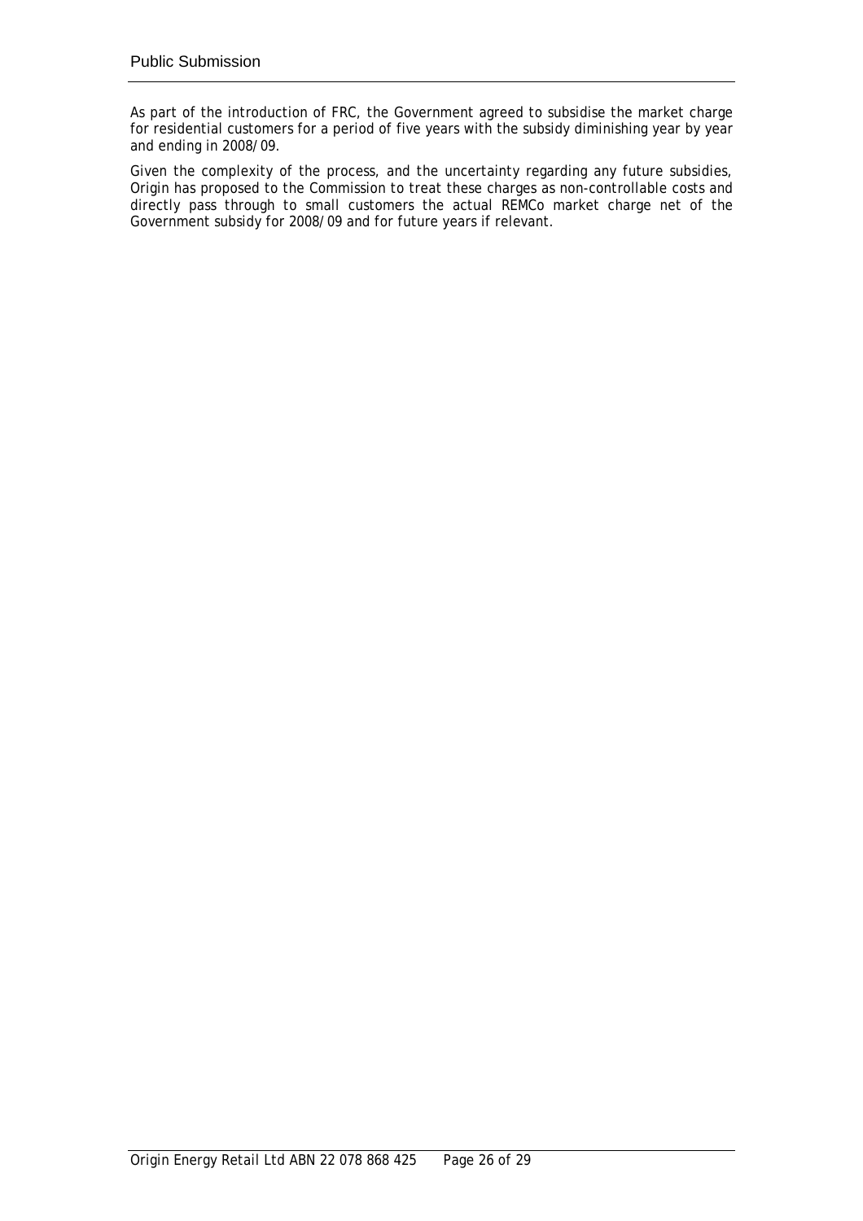As part of the introduction of FRC, the Government agreed to subsidise the market charge for residential customers for a period of five years with the subsidy diminishing year by year and ending in 2008/09.

Given the complexity of the process, and the uncertainty regarding any future subsidies, Origin has proposed to the Commission to treat these charges as non-controllable costs and directly pass through to small customers the actual REMCo market charge net of the Government subsidy for 2008/09 and for future years if relevant.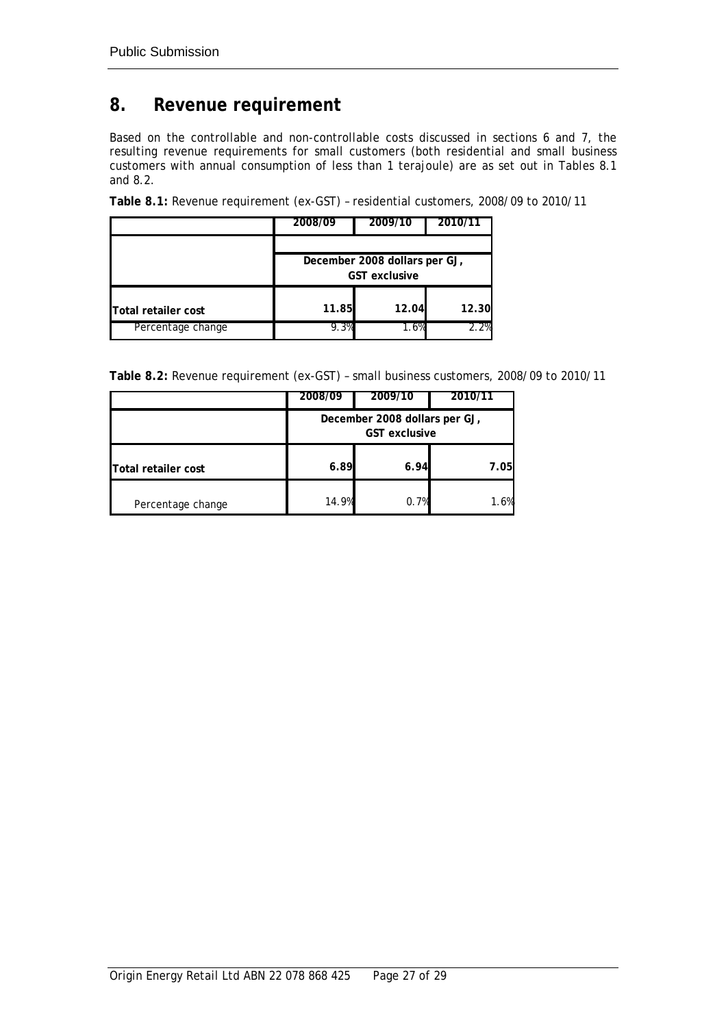# 8. Revenue requirement

Based on the controllable and non-controllable costs discussed in sections 6 and 7, the resulting revenue requirements for small customers (both residential and small business customers with annual consumption of less than 1 terajoule) are as set out in Tables 8.1 and 8.2.

**Table 8.1:** Revenue requirement (ex-GST) – residential customers, 2008/09 to 2010/11

| | 2008/09 | 2009/10 | 2010/11 |
|---|---|---|---|
| | December 2008 dollars per GJ, GST exclusive | | |
| **Total retailer cost** | **11.85** | **12.04** | **12.30** |
| Percentage change | 9.3% | 1.6% | 2.2% |

**Table 8.2:** Revenue requirement (ex-GST) – small business customers, 2008/09 to 2010/11

| | 2008/09 | 2009/10 | 2010/11 |
|---|---|---|---|
| | December 2008 dollars per GJ, GST exclusive | | |
| **Total retailer cost** | **6.89** | **6.94** | **7.05** |
| Percentage change | 14.9% | 0.7% | 1.6% |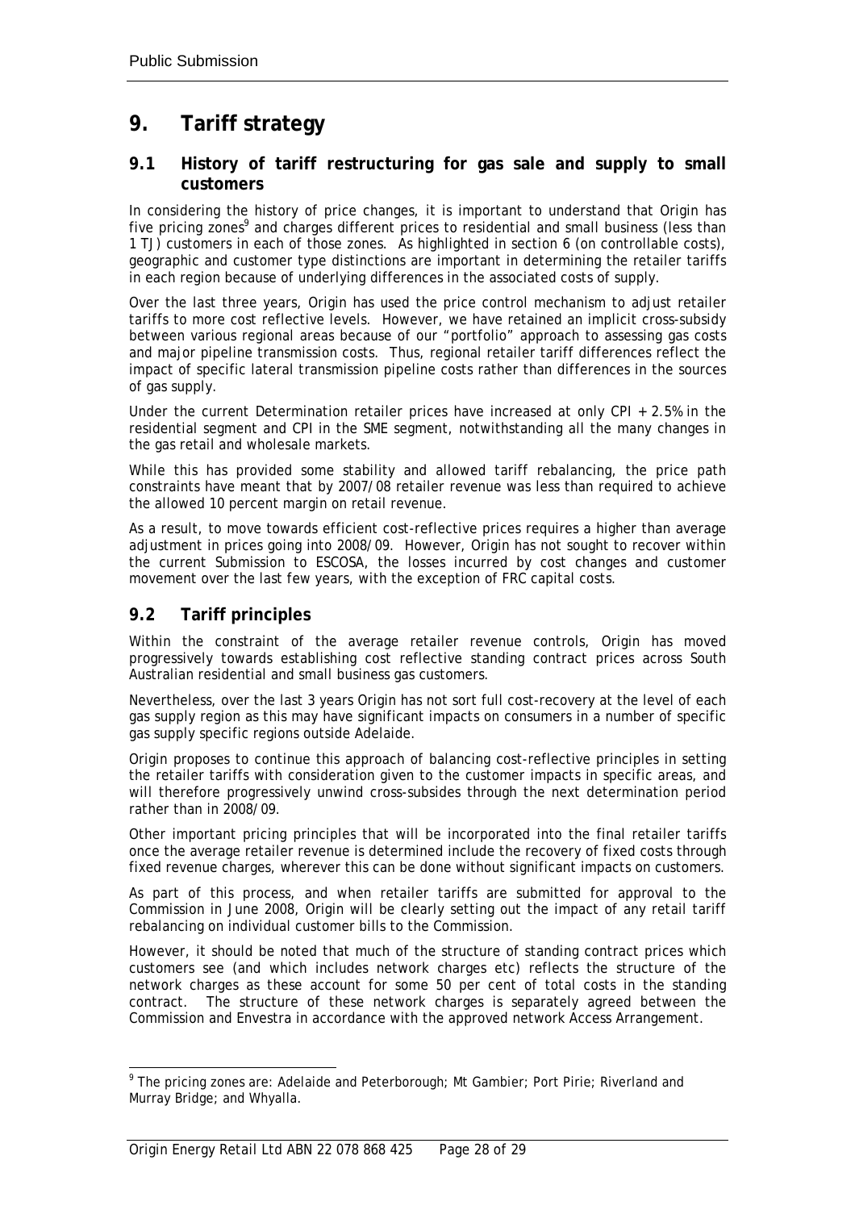# 9. Tariff strategy

## 9.1 History of tariff restructuring for gas sale and supply to small customers

In considering the history of price changes, it is important to understand that Origin has five pricing zones[9] and charges different prices to residential and small business (less than 1 TJ) customers in each of those zones. As highlighted in section 6 (on controllable costs), geographic and customer type distinctions are important in determining the retailer tariffs in each region because of underlying differences in the associated costs of supply.

Over the last three years, Origin has used the price control mechanism to adjust retailer tariffs to more cost reflective levels. However, we have retained an implicit cross-subsidy between various regional areas because of our "portfolio" approach to assessing gas costs and major pipeline transmission costs. Thus, regional retailer tariff differences reflect the impact of specific lateral transmission pipeline costs rather than differences in the sources of gas supply.

Under the current Determination retailer prices have increased at only CPI + 2.5% in the residential segment and CPI in the SME segment, notwithstanding all the many changes in the gas retail and wholesale markets.

While this has provided some stability and allowed tariff rebalancing, the price path constraints have meant that by 2007/08 retailer revenue was less than required to achieve the allowed 10 percent margin on retail revenue.

As a result, to move towards efficient cost-reflective prices requires a higher than average adjustment in prices going into 2008/09. However, Origin has not sought to recover within the current Submission to ESCOSA, the losses incurred by cost changes and customer movement over the last few years, with the exception of FRC capital costs.

## 9.2 Tariff principles

Within the constraint of the average retailer revenue controls, Origin has moved progressively towards establishing cost reflective standing contract prices across South Australian residential and small business gas customers.

Nevertheless, over the last 3 years Origin has not sort full cost-recovery at the level of each gas supply region as this may have significant impacts on consumers in a number of specific gas supply specific regions outside Adelaide.

Origin proposes to continue this approach of balancing cost-reflective principles in setting the retailer tariffs with consideration given to the customer impacts in specific areas, and will therefore progressively unwind cross-subsides through the next determination period rather than in 2008/09.

Other important pricing principles that will be incorporated into the final retailer tariffs once the average retailer revenue is determined include the recovery of fixed costs through fixed revenue charges, wherever this can be done without significant impacts on customers.

As part of this process, and when retailer tariffs are submitted for approval to the Commission in June 2008, Origin will be clearly setting out the impact of any retail tariff rebalancing on individual customer bills to the Commission.

However, it should be noted that much of the structure of standing contract prices which customers see (and which includes network charges etc) reflects the structure of the network charges as these account for some 50 per cent of total costs in the standing contract. The structure of these network charges is separately agreed between the Commission and Envestra in accordance with the approved network Access Arrangement.

---

[9] The pricing zones are: Adelaide and Peterborough; Mt Gambier; Port Pirie; Riverland and Murray Bridge; and Whyalla.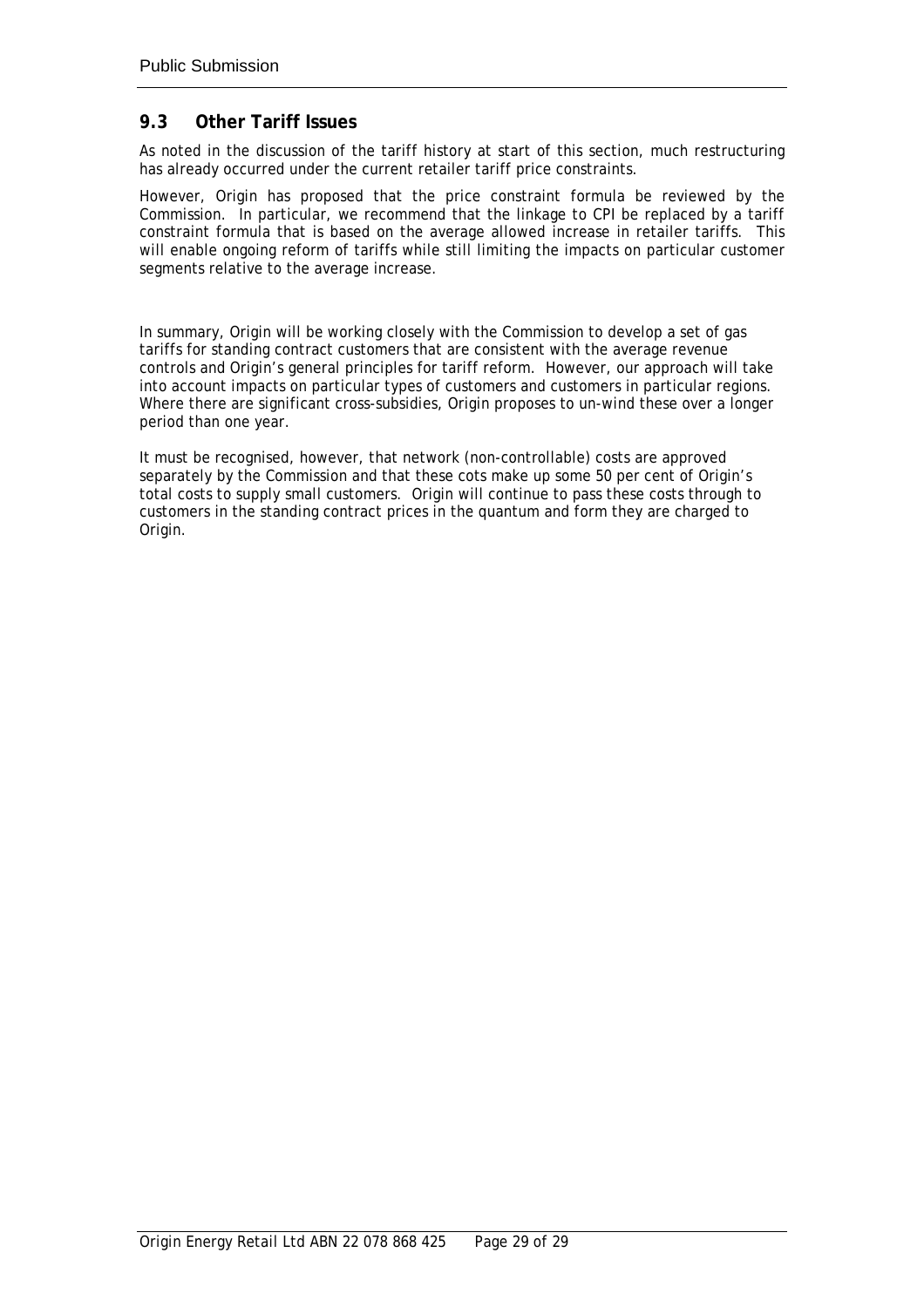## 9.3 Other Tariff Issues

As noted in the discussion of the tariff history at start of this section, much restructuring has already occurred under the current retailer tariff price constraints.

However, Origin has proposed that the price constraint formula be reviewed by the Commission. In particular, we recommend that the linkage to CPI be replaced by a tariff constraint formula that is based on the average allowed increase in retailer tariffs. This will enable ongoing reform of tariffs while still limiting the impacts on particular customer segments relative to the average increase.

In summary, Origin will be working closely with the Commission to develop a set of gas tariffs for standing contract customers that are consistent with the average revenue controls and Origin's general principles for tariff reform. However, our approach will take into account impacts on particular types of customers and customers in particular regions. Where there are significant cross-subsidies, Origin proposes to un-wind these over a longer period than one year.

It must be recognised, however, that network (non-controllable) costs are approved separately by the Commission and that these cots make up some 50 per cent of Origin's total costs to supply small customers. Origin will continue to pass these costs through to customers in the standing contract prices in the quantum and form they are charged to Origin.